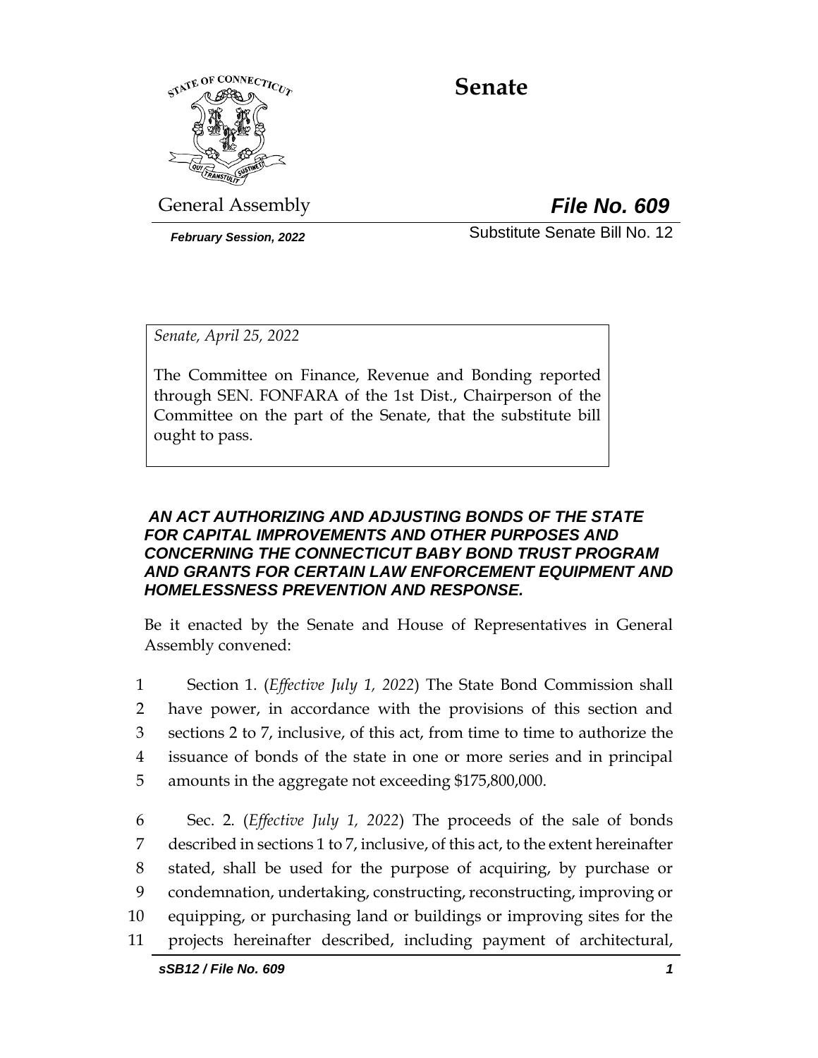# Senate

General Assembly

***File No. 609***

***February Session, 2022***

Substitute Senate Bill No. 12

*Senate, April 25, 2022*

The Committee on Finance, Revenue and Bonding reported through SEN. FONFARA of the 1st Dist., Chairperson of the Committee on the part of the Senate, that the substitute bill ought to pass.

***AN ACT AUTHORIZING AND ADJUSTING BONDS OF THE STATE FOR CAPITAL IMPROVEMENTS AND OTHER PURPOSES AND CONCERNING THE CONNECTICUT BABY BOND TRUST PROGRAM AND GRANTS FOR CERTAIN LAW ENFORCEMENT EQUIPMENT AND HOMELESSNESS PREVENTION AND RESPONSE.***

Be it enacted by the Senate and House of Representatives in General Assembly convened:

1 Section 1. (*Effective July 1, 2022*) The State Bond Commission shall
2 have power, in accordance with the provisions of this section and
3 sections 2 to 7, inclusive, of this act, from time to time to authorize the
4 issuance of bonds of the state in one or more series and in principal
5 amounts in the aggregate not exceeding $175,800,000.

6 Sec. 2. (*Effective July 1, 2022*) The proceeds of the sale of bonds
7 described in sections 1 to 7, inclusive, of this act, to the extent hereinafter
8 stated, shall be used for the purpose of acquiring, by purchase or
9 condemnation, undertaking, constructing, reconstructing, improving or
10 equipping, or purchasing land or buildings or improving sites for the
11 projects hereinafter described, including payment of architectural,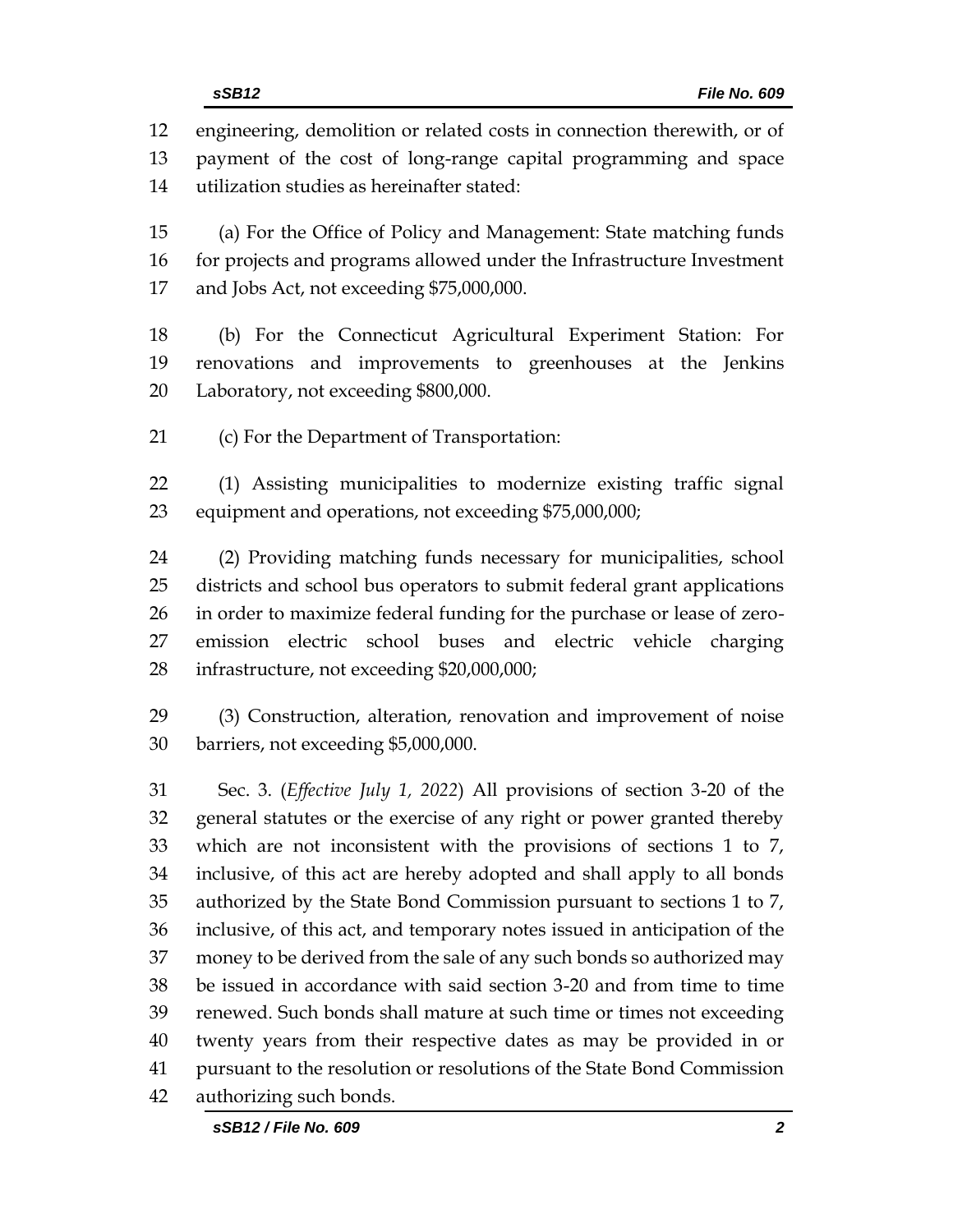engineering, demolition or related costs in connection therewith, or of payment of the cost of long-range capital programming and space utilization studies as hereinafter stated:

(a) For the Office of Policy and Management: State matching funds for projects and programs allowed under the Infrastructure Investment and Jobs Act, not exceeding $75,000,000.

(b) For the Connecticut Agricultural Experiment Station: For renovations and improvements to greenhouses at the Jenkins Laboratory, not exceeding $800,000.

(c) For the Department of Transportation:

(1) Assisting municipalities to modernize existing traffic signal equipment and operations, not exceeding $75,000,000;

(2) Providing matching funds necessary for municipalities, school districts and school bus operators to submit federal grant applications in order to maximize federal funding for the purchase or lease of zero-emission electric school buses and electric vehicle charging infrastructure, not exceeding $20,000,000;

(3) Construction, alteration, renovation and improvement of noise barriers, not exceeding $5,000,000.

Sec. 3. (*Effective July 1, 2022*) All provisions of section 3-20 of the general statutes or the exercise of any right or power granted thereby which are not inconsistent with the provisions of sections 1 to 7, inclusive, of this act are hereby adopted and shall apply to all bonds authorized by the State Bond Commission pursuant to sections 1 to 7, inclusive, of this act, and temporary notes issued in anticipation of the money to be derived from the sale of any such bonds so authorized may be issued in accordance with said section 3-20 and from time to time renewed. Such bonds shall mature at such time or times not exceeding twenty years from their respective dates as may be provided in or pursuant to the resolution or resolutions of the State Bond Commission authorizing such bonds.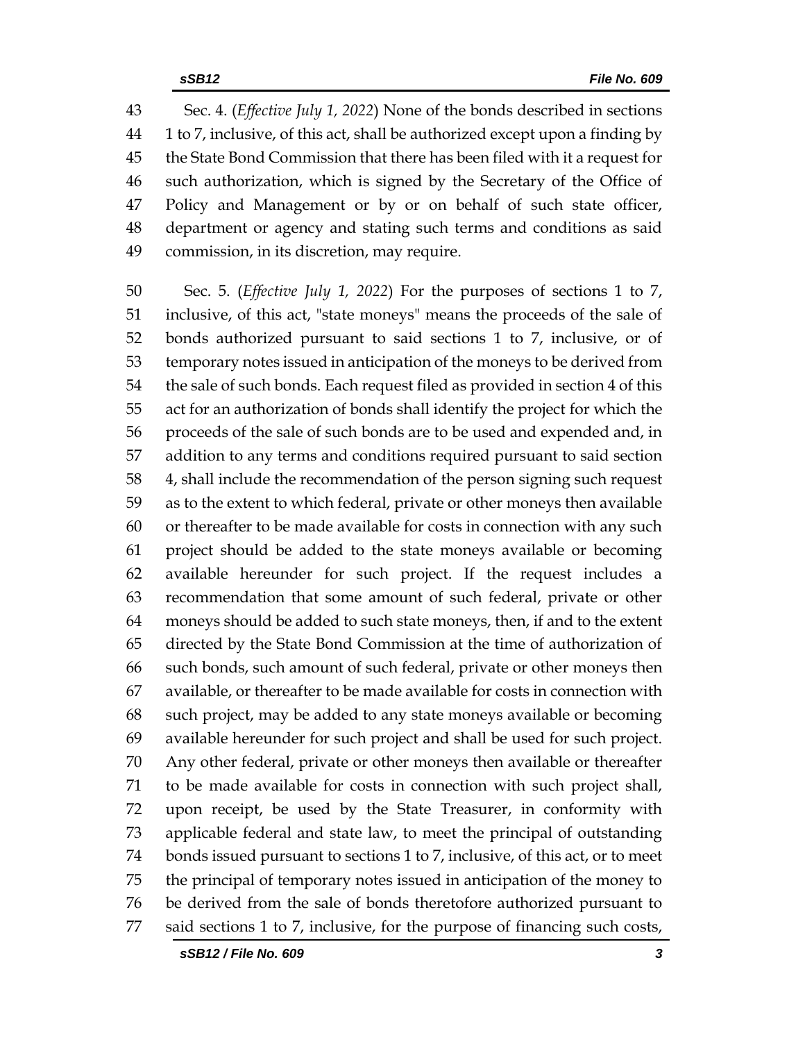Sec. 4. (*Effective July 1, 2022*) None of the bonds described in sections 1 to 7, inclusive, of this act, shall be authorized except upon a finding by the State Bond Commission that there has been filed with it a request for such authorization, which is signed by the Secretary of the Office of Policy and Management or by or on behalf of such state officer, department or agency and stating such terms and conditions as said commission, in its discretion, may require.

Sec. 5. (*Effective July 1, 2022*) For the purposes of sections 1 to 7, inclusive, of this act, "state moneys" means the proceeds of the sale of bonds authorized pursuant to said sections 1 to 7, inclusive, or of temporary notes issued in anticipation of the moneys to be derived from the sale of such bonds. Each request filed as provided in section 4 of this act for an authorization of bonds shall identify the project for which the proceeds of the sale of such bonds are to be used and expended and, in addition to any terms and conditions required pursuant to said section 4, shall include the recommendation of the person signing such request as to the extent to which federal, private or other moneys then available or thereafter to be made available for costs in connection with any such project should be added to the state moneys available or becoming available hereunder for such project. If the request includes a recommendation that some amount of such federal, private or other moneys should be added to such state moneys, then, if and to the extent directed by the State Bond Commission at the time of authorization of such bonds, such amount of such federal, private or other moneys then available, or thereafter to be made available for costs in connection with such project, may be added to any state moneys available or becoming available hereunder for such project and shall be used for such project. Any other federal, private or other moneys then available or thereafter to be made available for costs in connection with such project shall, upon receipt, be used by the State Treasurer, in conformity with applicable federal and state law, to meet the principal of outstanding bonds issued pursuant to sections 1 to 7, inclusive, of this act, or to meet the principal of temporary notes issued in anticipation of the money to be derived from the sale of bonds theretofore authorized pursuant to said sections 1 to 7, inclusive, for the purpose of financing such costs,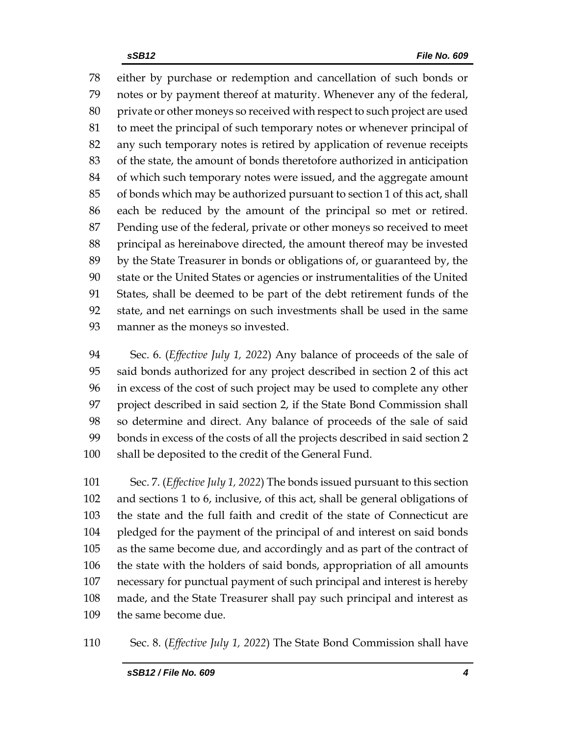either by purchase or redemption and cancellation of such bonds or notes or by payment thereof at maturity. Whenever any of the federal, private or other moneys so received with respect to such project are used to meet the principal of such temporary notes or whenever principal of any such temporary notes is retired by application of revenue receipts of the state, the amount of bonds theretofore authorized in anticipation of which such temporary notes were issued, and the aggregate amount of bonds which may be authorized pursuant to section 1 of this act, shall each be reduced by the amount of the principal so met or retired. Pending use of the federal, private or other moneys so received to meet principal as hereinabove directed, the amount thereof may be invested by the State Treasurer in bonds or obligations of, or guaranteed by, the state or the United States or agencies or instrumentalities of the United States, shall be deemed to be part of the debt retirement funds of the state, and net earnings on such investments shall be used in the same manner as the moneys so invested.

Sec. 6. (*Effective July 1, 2022*) Any balance of proceeds of the sale of said bonds authorized for any project described in section 2 of this act in excess of the cost of such project may be used to complete any other project described in said section 2, if the State Bond Commission shall so determine and direct. Any balance of proceeds of the sale of said bonds in excess of the costs of all the projects described in said section 2 shall be deposited to the credit of the General Fund.

Sec. 7. (*Effective July 1, 2022*) The bonds issued pursuant to this section and sections 1 to 6, inclusive, of this act, shall be general obligations of the state and the full faith and credit of the state of Connecticut are pledged for the payment of the principal of and interest on said bonds as the same become due, and accordingly and as part of the contract of the state with the holders of said bonds, appropriation of all amounts necessary for punctual payment of such principal and interest is hereby made, and the State Treasurer shall pay such principal and interest as the same become due.

Sec. 8. (*Effective July 1, 2022*) The State Bond Commission shall have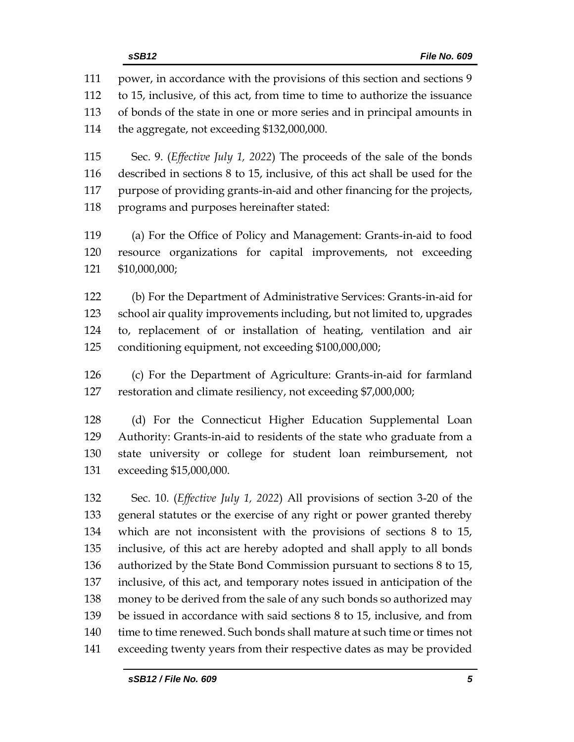power, in accordance with the provisions of this section and sections 9 to 15, inclusive, of this act, from time to time to authorize the issuance of bonds of the state in one or more series and in principal amounts in the aggregate, not exceeding $132,000,000.

Sec. 9. (*Effective July 1, 2022*) The proceeds of the sale of the bonds described in sections 8 to 15, inclusive, of this act shall be used for the purpose of providing grants-in-aid and other financing for the projects, programs and purposes hereinafter stated:

(a) For the Office of Policy and Management: Grants-in-aid to food resource organizations for capital improvements, not exceeding $10,000,000;

(b) For the Department of Administrative Services: Grants-in-aid for school air quality improvements including, but not limited to, upgrades to, replacement of or installation of heating, ventilation and air conditioning equipment, not exceeding $100,000,000;

(c) For the Department of Agriculture: Grants-in-aid for farmland restoration and climate resiliency, not exceeding $7,000,000;

(d) For the Connecticut Higher Education Supplemental Loan Authority: Grants-in-aid to residents of the state who graduate from a state university or college for student loan reimbursement, not exceeding $15,000,000.

Sec. 10. (*Effective July 1, 2022*) All provisions of section 3-20 of the general statutes or the exercise of any right or power granted thereby which are not inconsistent with the provisions of sections 8 to 15, inclusive, of this act are hereby adopted and shall apply to all bonds authorized by the State Bond Commission pursuant to sections 8 to 15, inclusive, of this act, and temporary notes issued in anticipation of the money to be derived from the sale of any such bonds so authorized may be issued in accordance with said sections 8 to 15, inclusive, and from time to time renewed. Such bonds shall mature at such time or times not exceeding twenty years from their respective dates as may be provided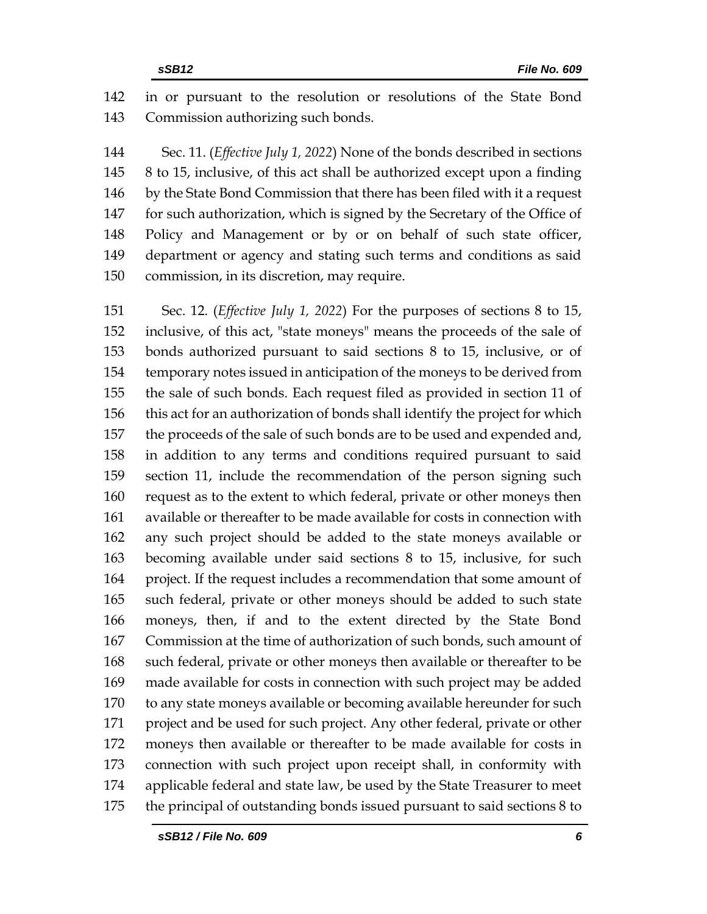in or pursuant to the resolution or resolutions of the State Bond Commission authorizing such bonds.

Sec. 11. (*Effective July 1, 2022*) None of the bonds described in sections 8 to 15, inclusive, of this act shall be authorized except upon a finding by the State Bond Commission that there has been filed with it a request for such authorization, which is signed by the Secretary of the Office of Policy and Management or by or on behalf of such state officer, department or agency and stating such terms and conditions as said commission, in its discretion, may require.

Sec. 12. (*Effective July 1, 2022*) For the purposes of sections 8 to 15, inclusive, of this act, "state moneys" means the proceeds of the sale of bonds authorized pursuant to said sections 8 to 15, inclusive, or of temporary notes issued in anticipation of the moneys to be derived from the sale of such bonds. Each request filed as provided in section 11 of this act for an authorization of bonds shall identify the project for which the proceeds of the sale of such bonds are to be used and expended and, in addition to any terms and conditions required pursuant to said section 11, include the recommendation of the person signing such request as to the extent to which federal, private or other moneys then available or thereafter to be made available for costs in connection with any such project should be added to the state moneys available or becoming available under said sections 8 to 15, inclusive, for such project. If the request includes a recommendation that some amount of such federal, private or other moneys should be added to such state moneys, then, if and to the extent directed by the State Bond Commission at the time of authorization of such bonds, such amount of such federal, private or other moneys then available or thereafter to be made available for costs in connection with such project may be added to any state moneys available or becoming available hereunder for such project and be used for such project. Any other federal, private or other moneys then available or thereafter to be made available for costs in connection with such project upon receipt shall, in conformity with applicable federal and state law, be used by the State Treasurer to meet the principal of outstanding bonds issued pursuant to said sections 8 to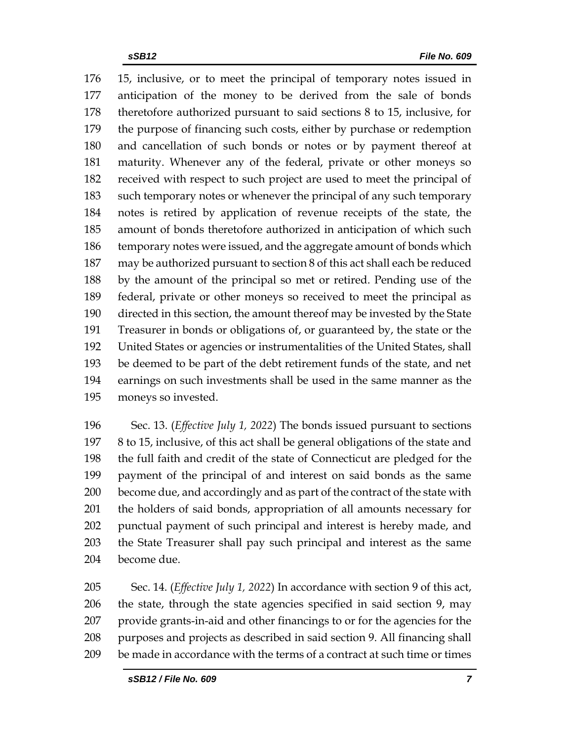15, inclusive, or to meet the principal of temporary notes issued in anticipation of the money to be derived from the sale of bonds theretofore authorized pursuant to said sections 8 to 15, inclusive, for the purpose of financing such costs, either by purchase or redemption and cancellation of such bonds or notes or by payment thereof at maturity. Whenever any of the federal, private or other moneys so received with respect to such project are used to meet the principal of such temporary notes or whenever the principal of any such temporary notes is retired by application of revenue receipts of the state, the amount of bonds theretofore authorized in anticipation of which such temporary notes were issued, and the aggregate amount of bonds which may be authorized pursuant to section 8 of this act shall each be reduced by the amount of the principal so met or retired. Pending use of the federal, private or other moneys so received to meet the principal as directed in this section, the amount thereof may be invested by the State Treasurer in bonds or obligations of, or guaranteed by, the state or the United States or agencies or instrumentalities of the United States, shall be deemed to be part of the debt retirement funds of the state, and net earnings on such investments shall be used in the same manner as the moneys so invested.

Sec. 13. (*Effective July 1, 2022*) The bonds issued pursuant to sections 8 to 15, inclusive, of this act shall be general obligations of the state and the full faith and credit of the state of Connecticut are pledged for the payment of the principal of and interest on said bonds as the same become due, and accordingly and as part of the contract of the state with the holders of said bonds, appropriation of all amounts necessary for punctual payment of such principal and interest is hereby made, and the State Treasurer shall pay such principal and interest as the same become due.

Sec. 14. (*Effective July 1, 2022*) In accordance with section 9 of this act, the state, through the state agencies specified in said section 9, may provide grants-in-aid and other financings to or for the agencies for the purposes and projects as described in said section 9. All financing shall be made in accordance with the terms of a contract at such time or times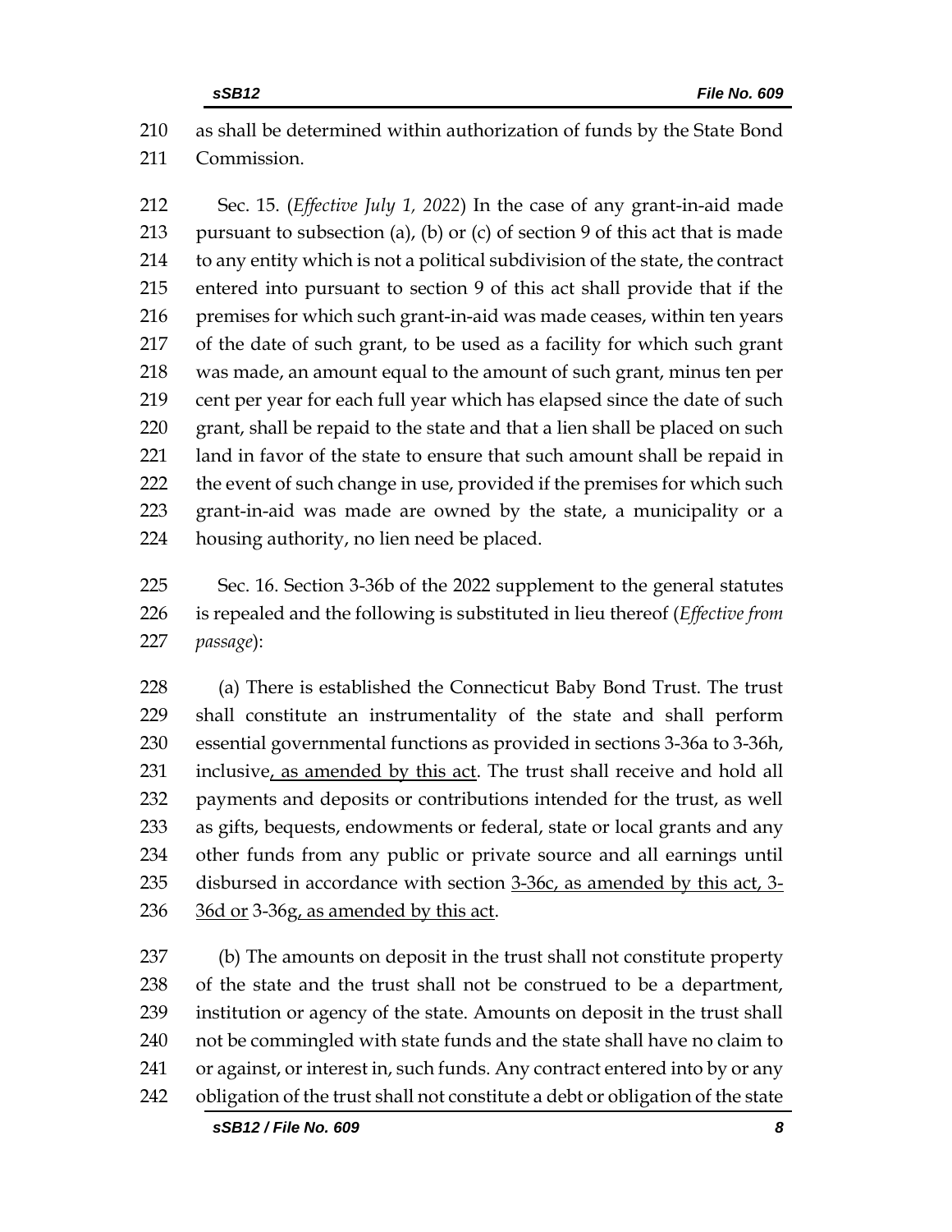as shall be determined within authorization of funds by the State Bond Commission.

Sec. 15. (*Effective July 1, 2022*) In the case of any grant-in-aid made pursuant to subsection (a), (b) or (c) of section 9 of this act that is made to any entity which is not a political subdivision of the state, the contract entered into pursuant to section 9 of this act shall provide that if the premises for which such grant-in-aid was made ceases, within ten years of the date of such grant, to be used as a facility for which such grant was made, an amount equal to the amount of such grant, minus ten per cent per year for each full year which has elapsed since the date of such grant, shall be repaid to the state and that a lien shall be placed on such land in favor of the state to ensure that such amount shall be repaid in the event of such change in use, provided if the premises for which such grant-in-aid was made are owned by the state, a municipality or a housing authority, no lien need be placed.

Sec. 16. Section 3-36b of the 2022 supplement to the general statutes is repealed and the following is substituted in lieu thereof (*Effective from passage*):

(a) There is established the Connecticut Baby Bond Trust. The trust shall constitute an instrumentality of the state and shall perform essential governmental functions as provided in sections 3-36a to 3-36h, inclusive<u>, as amended by this act</u>. The trust shall receive and hold all payments and deposits or contributions intended for the trust, as well as gifts, bequests, endowments or federal, state or local grants and any other funds from any public or private source and all earnings until disbursed in accordance with section <u>3-36c, as amended by this act, 3-36d or</u> 3-36g<u>, as amended by this act</u>.

(b) The amounts on deposit in the trust shall not constitute property of the state and the trust shall not be construed to be a department, institution or agency of the state. Amounts on deposit in the trust shall not be commingled with state funds and the state shall have no claim to or against, or interest in, such funds. Any contract entered into by or any obligation of the trust shall not constitute a debt or obligation of the state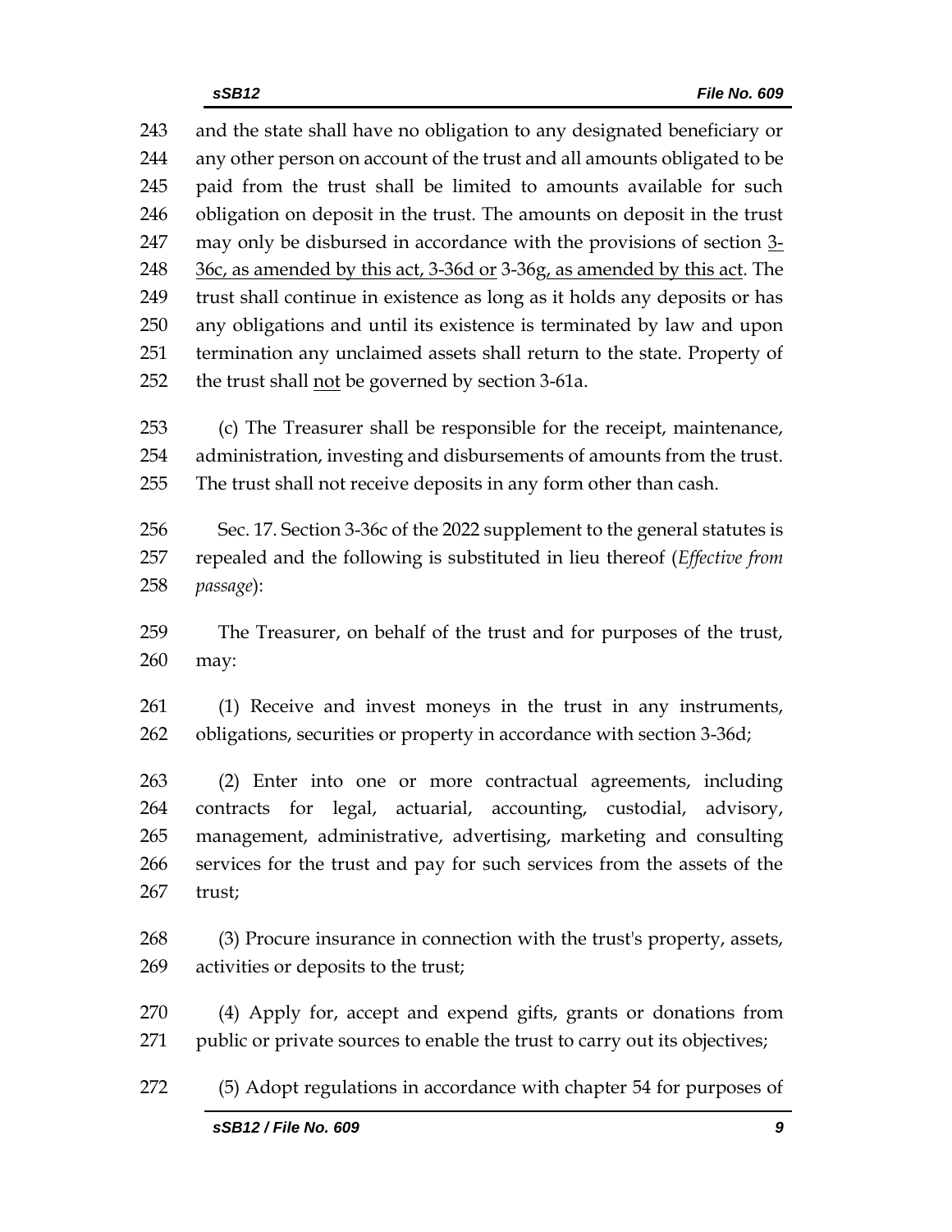and the state shall have no obligation to any designated beneficiary or any other person on account of the trust and all amounts obligated to be paid from the trust shall be limited to amounts available for such obligation on deposit in the trust. The amounts on deposit in the trust may only be disbursed in accordance with the provisions of section <u>3-36c, as amended by this act, 3-36d or</u> 3-36g<u>, as amended by this act</u>. The trust shall continue in existence as long as it holds any deposits or has any obligations and until its existence is terminated by law and upon termination any unclaimed assets shall return to the state. Property of the trust shall <u>not</u> be governed by section 3-61a.

(c) The Treasurer shall be responsible for the receipt, maintenance, administration, investing and disbursements of amounts from the trust. The trust shall not receive deposits in any form other than cash.

Sec. 17. Section 3-36c of the 2022 supplement to the general statutes is repealed and the following is substituted in lieu thereof (*Effective from passage*):

The Treasurer, on behalf of the trust and for purposes of the trust, may:

(1) Receive and invest moneys in the trust in any instruments, obligations, securities or property in accordance with section 3-36d;

(2) Enter into one or more contractual agreements, including contracts for legal, actuarial, accounting, custodial, advisory, management, administrative, advertising, marketing and consulting services for the trust and pay for such services from the assets of the trust;

(3) Procure insurance in connection with the trust's property, assets, activities or deposits to the trust;

(4) Apply for, accept and expend gifts, grants or donations from public or private sources to enable the trust to carry out its objectives;

(5) Adopt regulations in accordance with chapter 54 for purposes of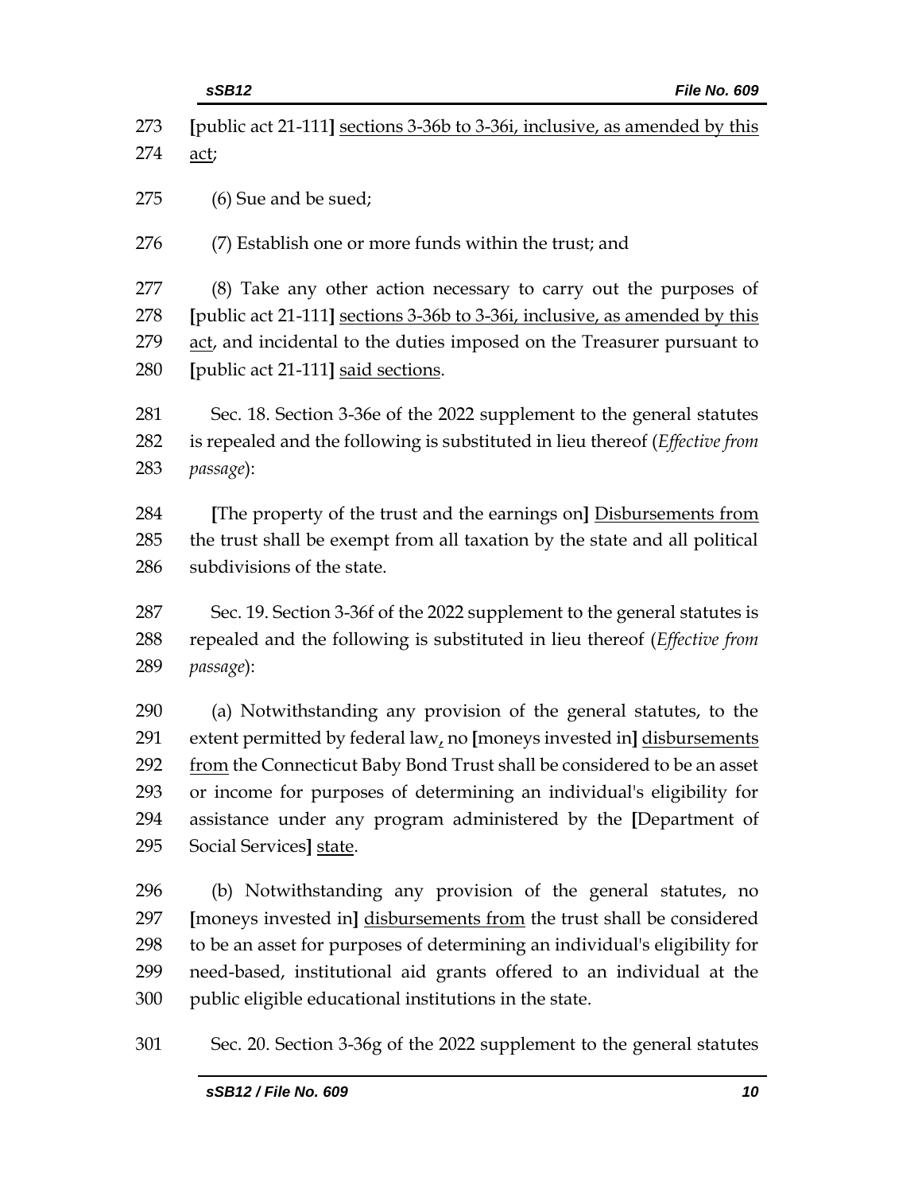273 [public act 21-111] sections 3-36b to 3-36i, inclusive, as amended by this
274 act;

275 (6) Sue and be sued;

276 (7) Establish one or more funds within the trust; and

277 (8) Take any other action necessary to carry out the purposes of
278 [public act 21-111] sections 3-36b to 3-36i, inclusive, as amended by this
279 act, and incidental to the duties imposed on the Treasurer pursuant to
280 [public act 21-111] said sections.

281 Sec. 18. Section 3-36e of the 2022 supplement to the general statutes
282 is repealed and the following is substituted in lieu thereof (*Effective from*
283 *passage*):

284 [The property of the trust and the earnings on] Disbursements from
285 the trust shall be exempt from all taxation by the state and all political
286 subdivisions of the state.

287 Sec. 19. Section 3-36f of the 2022 supplement to the general statutes is
288 repealed and the following is substituted in lieu thereof (*Effective from*
289 *passage*):

290 (a) Notwithstanding any provision of the general statutes, to the
291 extent permitted by federal law, no [moneys invested in] disbursements
292 from the Connecticut Baby Bond Trust shall be considered to be an asset
293 or income for purposes of determining an individual's eligibility for
294 assistance under any program administered by the [Department of
295 Social Services] state.

296 (b) Notwithstanding any provision of the general statutes, no
297 [moneys invested in] disbursements from the trust shall be considered
298 to be an asset for purposes of determining an individual's eligibility for
299 need-based, institutional aid grants offered to an individual at the
300 public eligible educational institutions in the state.

301 Sec. 20. Section 3-36g of the 2022 supplement to the general statutes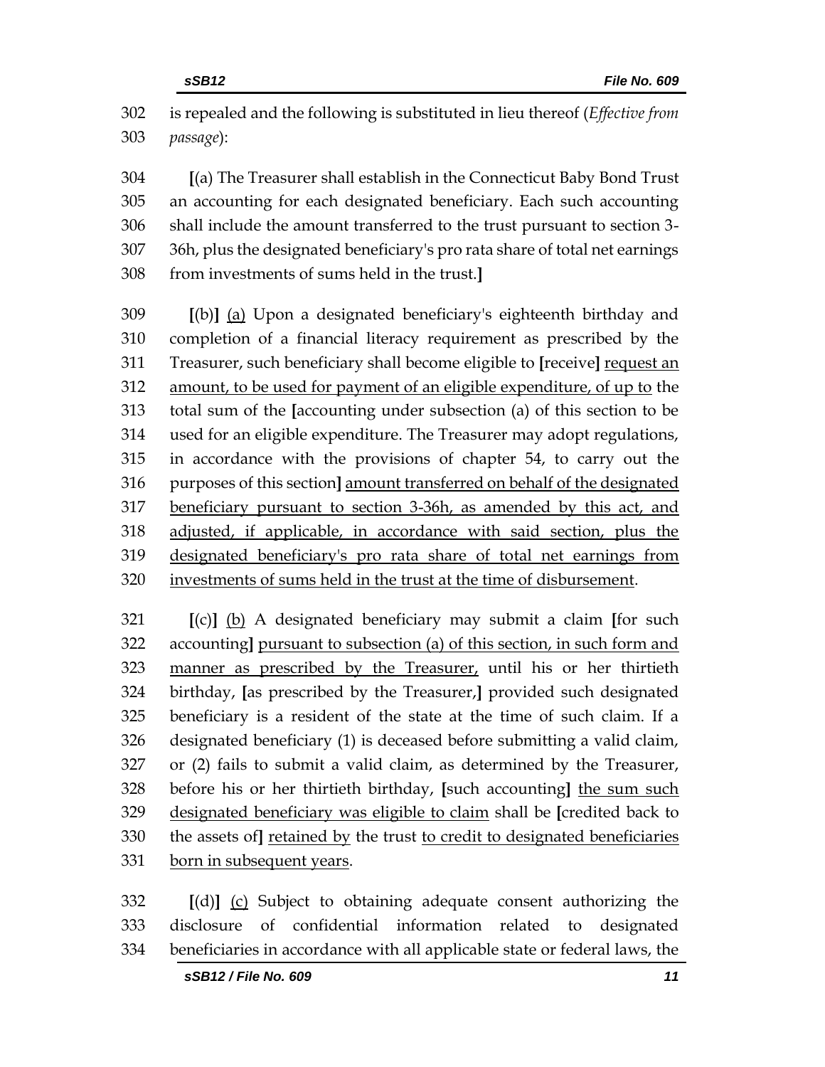302 is repealed and the following is substituted in lieu thereof (*Effective from*
303 *passage*):

304 **[**(a) The Treasurer shall establish in the Connecticut Baby Bond Trust
305 an accounting for each designated beneficiary. Each such accounting
306 shall include the amount transferred to the trust pursuant to section 3-
307 36h, plus the designated beneficiary's pro rata share of total net earnings
308 from investments of sums held in the trust.**]**

309 **[**(b)**]** <u>(a)</u> Upon a designated beneficiary's eighteenth birthday and
310 completion of a financial literacy requirement as prescribed by the
311 Treasurer, such beneficiary shall become eligible to **[**receive**]** <u>request an</u>
312 <u>amount, to be used for payment of an eligible expenditure, of up to</u> the
313 total sum of the **[**accounting under subsection (a) of this section to be
314 used for an eligible expenditure. The Treasurer may adopt regulations,
315 in accordance with the provisions of chapter 54, to carry out the
316 purposes of this section**]** <u>amount transferred on behalf of the designated</u>
317 <u>beneficiary pursuant to section 3-36h, as amended by this act, and</u>
318 <u>adjusted, if applicable, in accordance with said section, plus the</u>
319 <u>designated beneficiary's pro rata share of total net earnings from</u>
320 <u>investments of sums held in the trust at the time of disbursement</u>.

321 **[**(c)**]** <u>(b)</u> A designated beneficiary may submit a claim **[**for such
322 accounting**]** <u>pursuant to subsection (a) of this section, in such form and</u>
323 <u>manner as prescribed by the Treasurer,</u> until his or her thirtieth
324 birthday, **[**as prescribed by the Treasurer,**]** provided such designated
325 beneficiary is a resident of the state at the time of such claim. If a
326 designated beneficiary (1) is deceased before submitting a valid claim,
327 or (2) fails to submit a valid claim, as determined by the Treasurer,
328 before his or her thirtieth birthday, **[**such accounting**]** <u>the sum such</u>
329 <u>designated beneficiary was eligible to claim</u> shall be **[**credited back to
330 the assets of**]** <u>retained by</u> the trust <u>to credit to designated beneficiaries</u>
331 <u>born in subsequent years</u>.

332 **[**(d)**]** <u>(c)</u> Subject to obtaining adequate consent authorizing the
333 disclosure of confidential information related to designated
334 beneficiaries in accordance with all applicable state or federal laws, the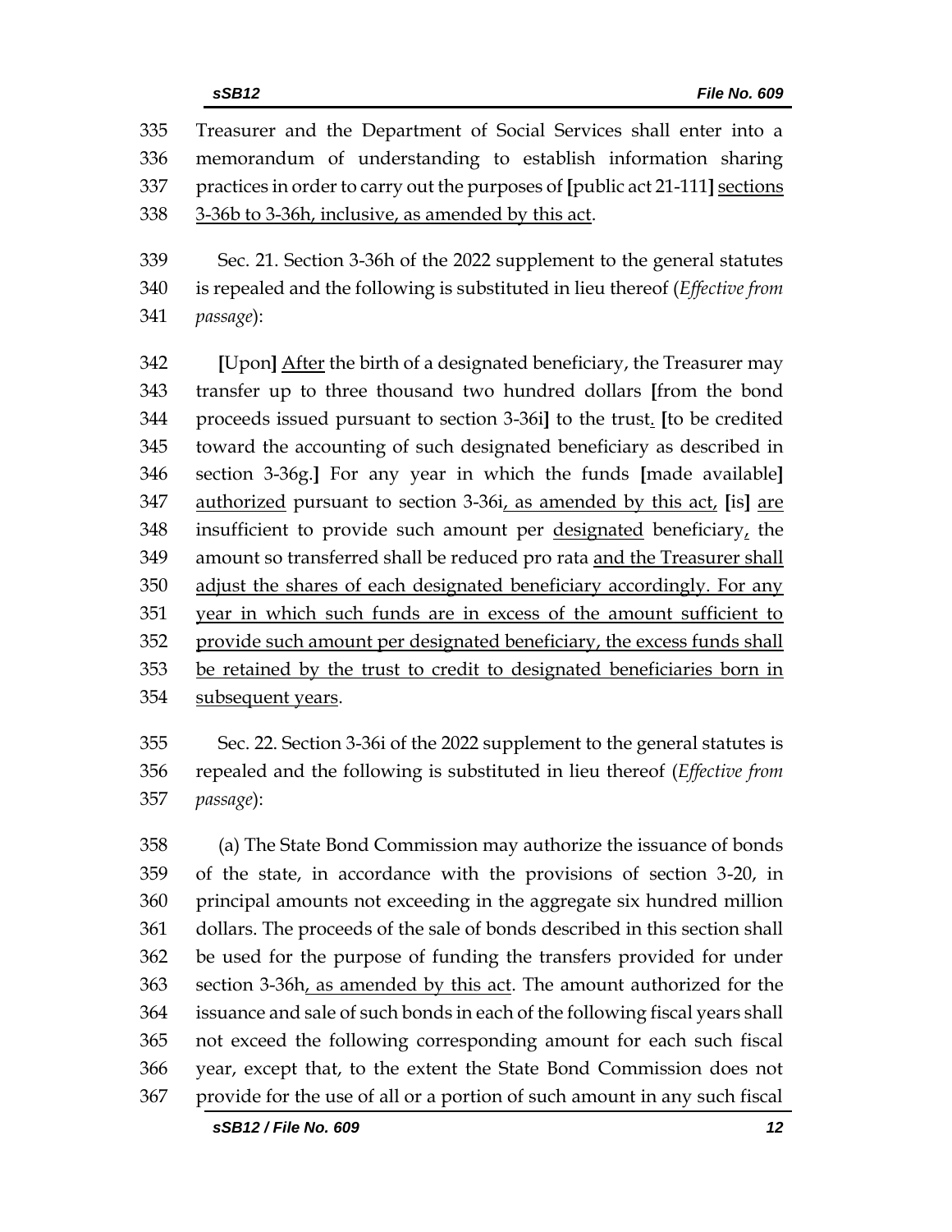Treasurer and the Department of Social Services shall enter into a memorandum of understanding to establish information sharing practices in order to carry out the purposes of [public act 21-111] sections 3-36b to 3-36h, inclusive, as amended by this act.

Sec. 21. Section 3-36h of the 2022 supplement to the general statutes is repealed and the following is substituted in lieu thereof (*Effective from passage*):

[Upon] After the birth of a designated beneficiary, the Treasurer may transfer up to three thousand two hundred dollars [from the bond proceeds issued pursuant to section 3-36i] to the trust. [to be credited toward the accounting of such designated beneficiary as described in section 3-36g.] For any year in which the funds [made available] authorized pursuant to section 3-36i, as amended by this act, [is] are insufficient to provide such amount per designated beneficiary, the amount so transferred shall be reduced pro rata and the Treasurer shall adjust the shares of each designated beneficiary accordingly. For any year in which such funds are in excess of the amount sufficient to provide such amount per designated beneficiary, the excess funds shall be retained by the trust to credit to designated beneficiaries born in subsequent years.

Sec. 22. Section 3-36i of the 2022 supplement to the general statutes is repealed and the following is substituted in lieu thereof (*Effective from passage*):

(a) The State Bond Commission may authorize the issuance of bonds of the state, in accordance with the provisions of section 3-20, in principal amounts not exceeding in the aggregate six hundred million dollars. The proceeds of the sale of bonds described in this section shall be used for the purpose of funding the transfers provided for under section 3-36h, as amended by this act. The amount authorized for the issuance and sale of such bonds in each of the following fiscal years shall not exceed the following corresponding amount for each such fiscal year, except that, to the extent the State Bond Commission does not provide for the use of all or a portion of such amount in any such fiscal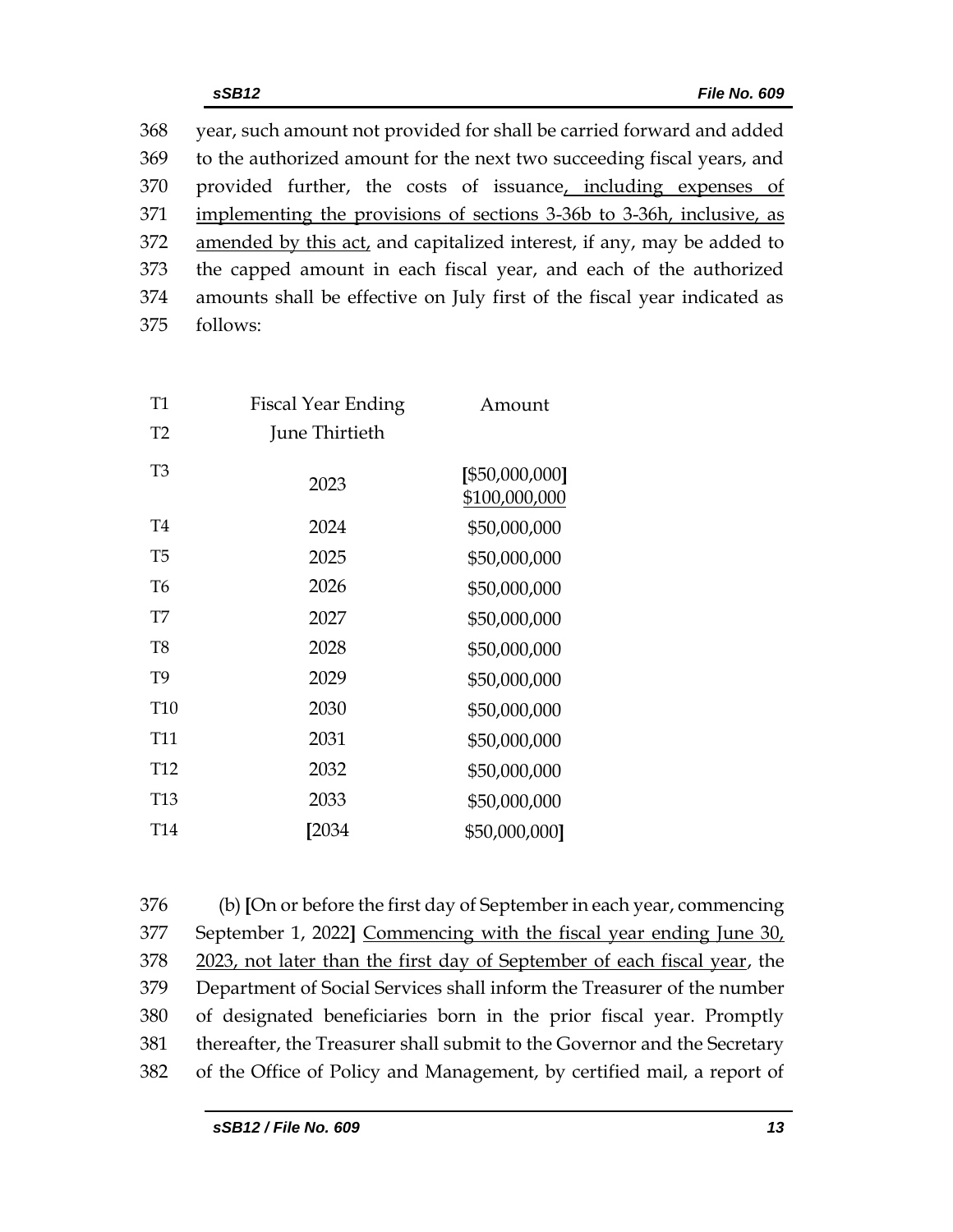368 year, such amount not provided for shall be carried forward and added
369 to the authorized amount for the next two succeeding fiscal years, and
370 provided further, the costs of issuance<u>, including expenses of</u>
371 <u>implementing the provisions of sections 3-36b to 3-36h, inclusive, as</u>
372 <u>amended by this act,</u> and capitalized interest, if any, may be added to
373 the capped amount in each fiscal year, and each of the authorized
374 amounts shall be effective on July first of the fiscal year indicated as
375 follows:

| | Fiscal Year Ending June Thirtieth | Amount |
|---|---|---|
| T1-T2 | | |
| T3 | 2023 | **[**$50,000,000**]** <u>$100,000,000</u> |
| T4 | 2024 | $50,000,000 |
| T5 | 2025 | $50,000,000 |
| T6 | 2026 | $50,000,000 |
| T7 | 2027 | $50,000,000 |
| T8 | 2028 | $50,000,000 |
| T9 | 2029 | $50,000,000 |
| T10 | 2030 | $50,000,000 |
| T11 | 2031 | $50,000,000 |
| T12 | 2032 | $50,000,000 |
| T13 | 2033 | $50,000,000 |
| T14 | **[**2034 | $50,000,000**]** |

376 (b) **[**On or before the first day of September in each year, commencing
377 September 1, 2022**]** <u>Commencing with the fiscal year ending June 30,</u>
378 <u>2023, not later than the first day of September of each fiscal year</u>, the
379 Department of Social Services shall inform the Treasurer of the number
380 of designated beneficiaries born in the prior fiscal year. Promptly
381 thereafter, the Treasurer shall submit to the Governor and the Secretary
382 of the Office of Policy and Management, by certified mail, a report of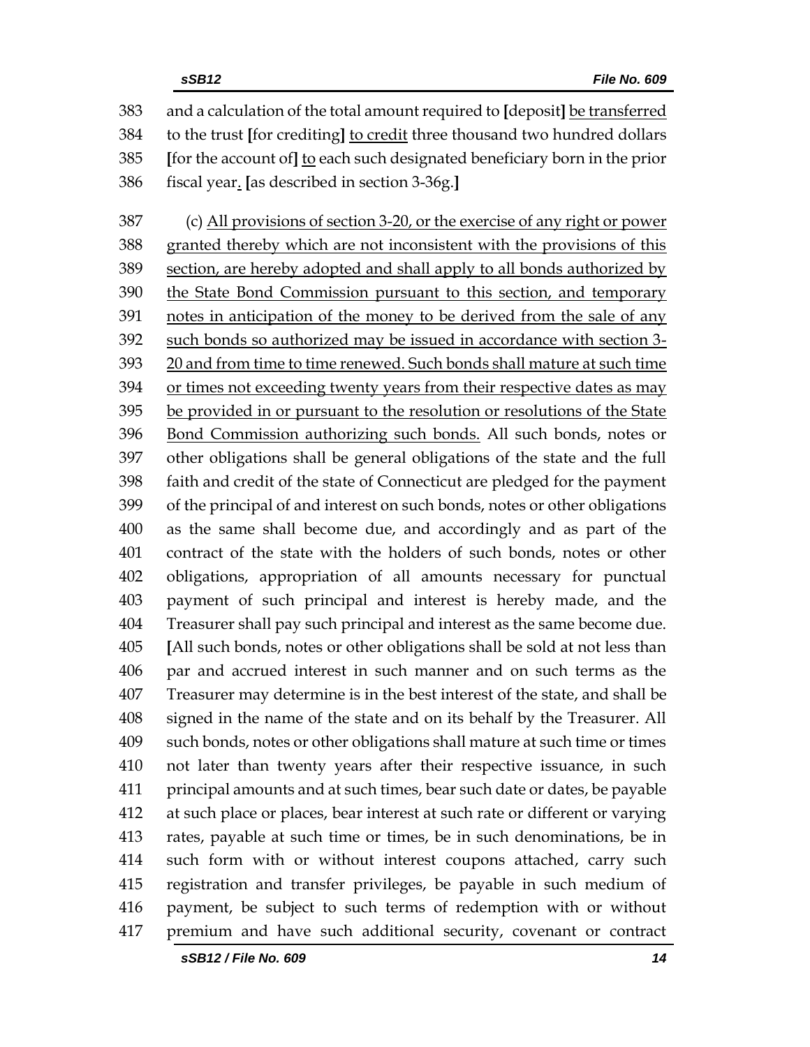383 and a calculation of the total amount required to [deposit] <u>be transferred</u>
384 to the trust [for crediting] <u>to credit</u> three thousand two hundred dollars
385 [for the account of] <u>to</u> each such designated beneficiary born in the prior
386 fiscal year<u>.</u> [as described in section 3-36g.]

387 (c) <u>All provisions of section 3-20, or the exercise of any right or power</u>
388 <u>granted thereby which are not inconsistent with the provisions of this</u>
389 <u>section, are hereby adopted and shall apply to all bonds authorized by</u>
390 <u>the State Bond Commission pursuant to this section, and temporary</u>
391 <u>notes in anticipation of the money to be derived from the sale of any</u>
392 <u>such bonds so authorized may be issued in accordance with section 3-</u>
393 <u>20 and from time to time renewed. Such bonds shall mature at such time</u>
394 <u>or times not exceeding twenty years from their respective dates as may</u>
395 <u>be provided in or pursuant to the resolution or resolutions of the State</u>
396 <u>Bond Commission authorizing such bonds.</u> All such bonds, notes or
397 other obligations shall be general obligations of the state and the full
398 faith and credit of the state of Connecticut are pledged for the payment
399 of the principal of and interest on such bonds, notes or other obligations
400 as the same shall become due, and accordingly and as part of the
401 contract of the state with the holders of such bonds, notes or other
402 obligations, appropriation of all amounts necessary for punctual
403 payment of such principal and interest is hereby made, and the
404 Treasurer shall pay such principal and interest as the same become due.
405 [All such bonds, notes or other obligations shall be sold at not less than
406 par and accrued interest in such manner and on such terms as the
407 Treasurer may determine is in the best interest of the state, and shall be
408 signed in the name of the state and on its behalf by the Treasurer. All
409 such bonds, notes or other obligations shall mature at such time or times
410 not later than twenty years after their respective issuance, in such
411 principal amounts and at such times, bear such date or dates, be payable
412 at such place or places, bear interest at such rate or different or varying
413 rates, payable at such time or times, be in such denominations, be in
414 such form with or without interest coupons attached, carry such
415 registration and transfer privileges, be payable in such medium of
416 payment, be subject to such terms of redemption with or without
417 premium and have such additional security, covenant or contract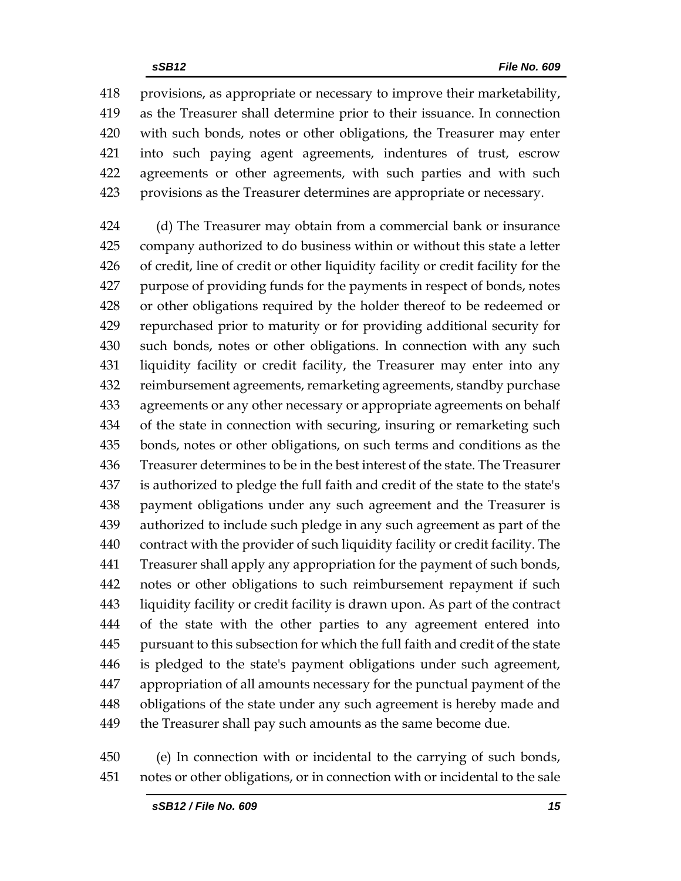provisions, as appropriate or necessary to improve their marketability, as the Treasurer shall determine prior to their issuance. In connection with such bonds, notes or other obligations, the Treasurer may enter into such paying agent agreements, indentures of trust, escrow agreements or other agreements, with such parties and with such provisions as the Treasurer determines are appropriate or necessary.

(d) The Treasurer may obtain from a commercial bank or insurance company authorized to do business within or without this state a letter of credit, line of credit or other liquidity facility or credit facility for the purpose of providing funds for the payments in respect of bonds, notes or other obligations required by the holder thereof to be redeemed or repurchased prior to maturity or for providing additional security for such bonds, notes or other obligations. In connection with any such liquidity facility or credit facility, the Treasurer may enter into any reimbursement agreements, remarketing agreements, standby purchase agreements or any other necessary or appropriate agreements on behalf of the state in connection with securing, insuring or remarketing such bonds, notes or other obligations, on such terms and conditions as the Treasurer determines to be in the best interest of the state. The Treasurer is authorized to pledge the full faith and credit of the state to the state's payment obligations under any such agreement and the Treasurer is authorized to include such pledge in any such agreement as part of the contract with the provider of such liquidity facility or credit facility. The Treasurer shall apply any appropriation for the payment of such bonds, notes or other obligations to such reimbursement repayment if such liquidity facility or credit facility is drawn upon. As part of the contract of the state with the other parties to any agreement entered into pursuant to this subsection for which the full faith and credit of the state is pledged to the state's payment obligations under such agreement, appropriation of all amounts necessary for the punctual payment of the obligations of the state under any such agreement is hereby made and the Treasurer shall pay such amounts as the same become due.

(e) In connection with or incidental to the carrying of such bonds, notes or other obligations, or in connection with or incidental to the sale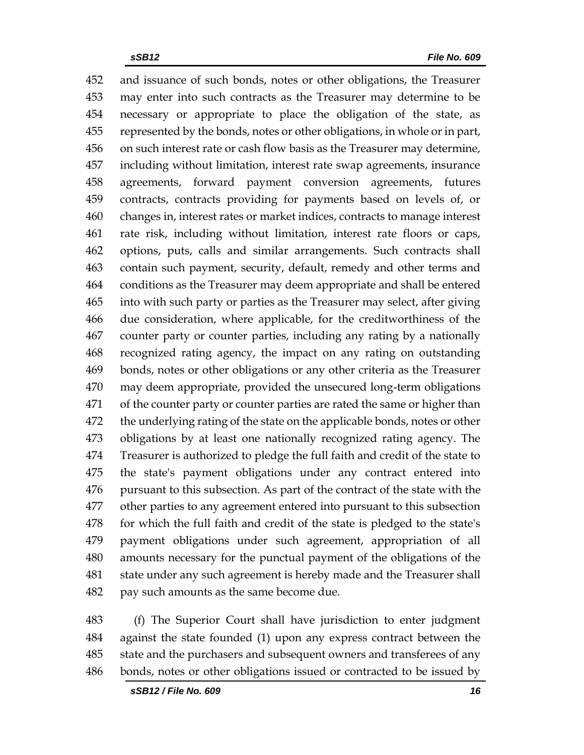and issuance of such bonds, notes or other obligations, the Treasurer may enter into such contracts as the Treasurer may determine to be necessary or appropriate to place the obligation of the state, as represented by the bonds, notes or other obligations, in whole or in part, on such interest rate or cash flow basis as the Treasurer may determine, including without limitation, interest rate swap agreements, insurance agreements, forward payment conversion agreements, futures contracts, contracts providing for payments based on levels of, or changes in, interest rates or market indices, contracts to manage interest rate risk, including without limitation, interest rate floors or caps, options, puts, calls and similar arrangements. Such contracts shall contain such payment, security, default, remedy and other terms and conditions as the Treasurer may deem appropriate and shall be entered into with such party or parties as the Treasurer may select, after giving due consideration, where applicable, for the creditworthiness of the counter party or counter parties, including any rating by a nationally recognized rating agency, the impact on any rating on outstanding bonds, notes or other obligations or any other criteria as the Treasurer may deem appropriate, provided the unsecured long-term obligations of the counter party or counter parties are rated the same or higher than the underlying rating of the state on the applicable bonds, notes or other obligations by at least one nationally recognized rating agency. The Treasurer is authorized to pledge the full faith and credit of the state to the state's payment obligations under any contract entered into pursuant to this subsection. As part of the contract of the state with the other parties to any agreement entered into pursuant to this subsection for which the full faith and credit of the state is pledged to the state's payment obligations under such agreement, appropriation of all amounts necessary for the punctual payment of the obligations of the state under any such agreement is hereby made and the Treasurer shall pay such amounts as the same become due.

(f) The Superior Court shall have jurisdiction to enter judgment against the state founded (1) upon any express contract between the state and the purchasers and subsequent owners and transferees of any bonds, notes or other obligations issued or contracted to be issued by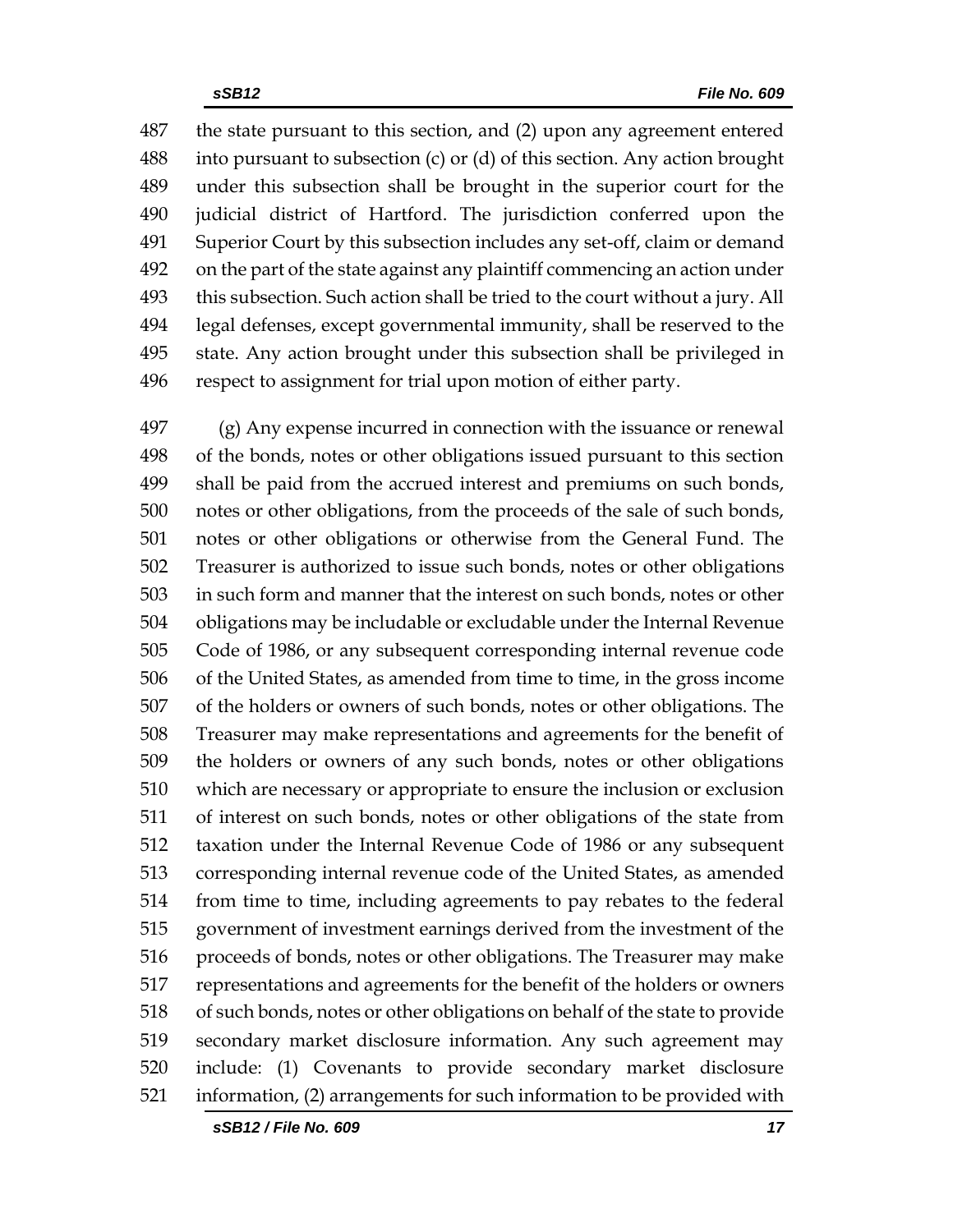the state pursuant to this section, and (2) upon any agreement entered into pursuant to subsection (c) or (d) of this section. Any action brought under this subsection shall be brought in the superior court for the judicial district of Hartford. The jurisdiction conferred upon the Superior Court by this subsection includes any set-off, claim or demand on the part of the state against any plaintiff commencing an action under this subsection. Such action shall be tried to the court without a jury. All legal defenses, except governmental immunity, shall be reserved to the state. Any action brought under this subsection shall be privileged in respect to assignment for trial upon motion of either party.

(g) Any expense incurred in connection with the issuance or renewal of the bonds, notes or other obligations issued pursuant to this section shall be paid from the accrued interest and premiums on such bonds, notes or other obligations, from the proceeds of the sale of such bonds, notes or other obligations or otherwise from the General Fund. The Treasurer is authorized to issue such bonds, notes or other obligations in such form and manner that the interest on such bonds, notes or other obligations may be includable or excludable under the Internal Revenue Code of 1986, or any subsequent corresponding internal revenue code of the United States, as amended from time to time, in the gross income of the holders or owners of such bonds, notes or other obligations. The Treasurer may make representations and agreements for the benefit of the holders or owners of any such bonds, notes or other obligations which are necessary or appropriate to ensure the inclusion or exclusion of interest on such bonds, notes or other obligations of the state from taxation under the Internal Revenue Code of 1986 or any subsequent corresponding internal revenue code of the United States, as amended from time to time, including agreements to pay rebates to the federal government of investment earnings derived from the investment of the proceeds of bonds, notes or other obligations. The Treasurer may make representations and agreements for the benefit of the holders or owners of such bonds, notes or other obligations on behalf of the state to provide secondary market disclosure information. Any such agreement may include: (1) Covenants to provide secondary market disclosure information, (2) arrangements for such information to be provided with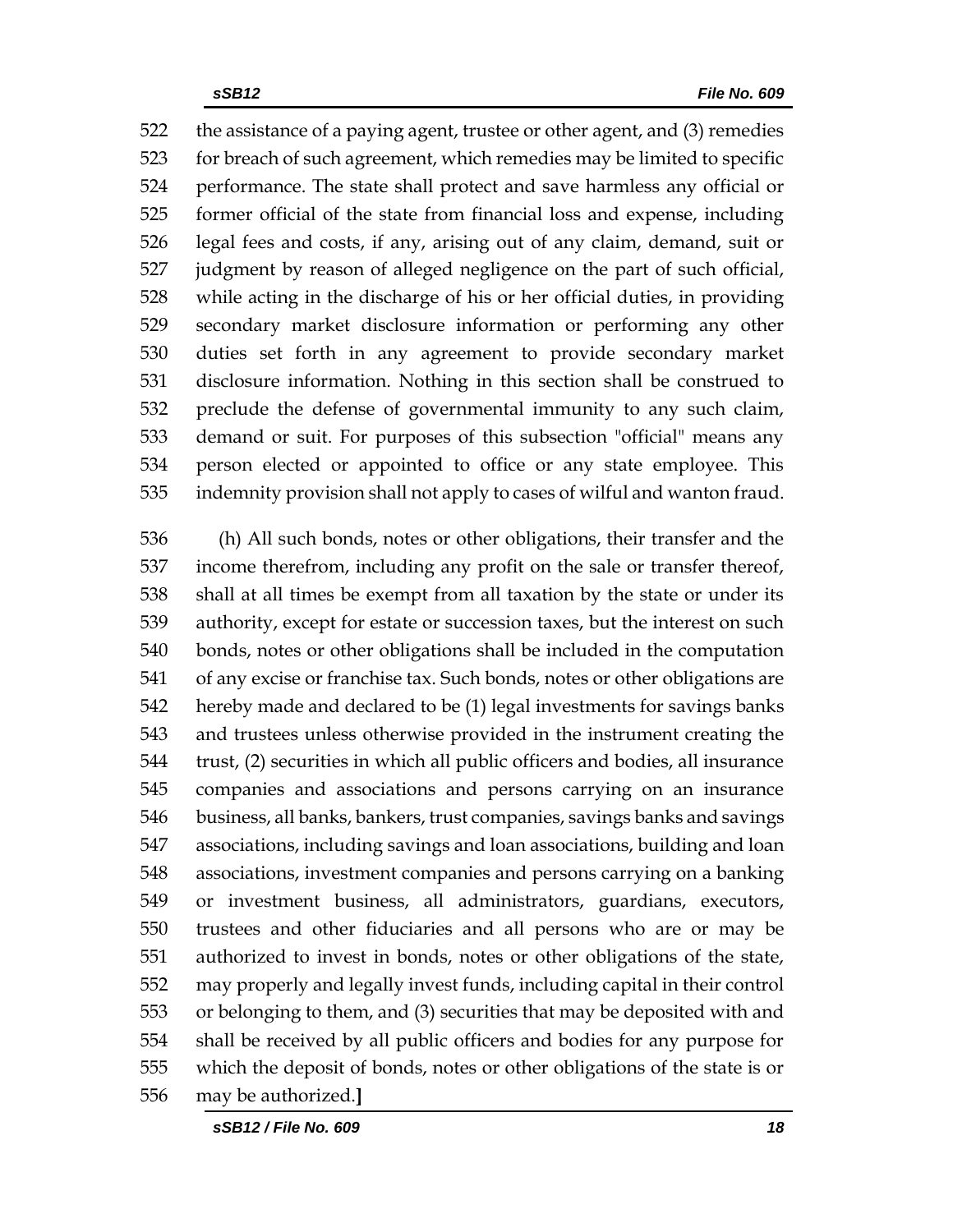522 the assistance of a paying agent, trustee or other agent, and (3) remedies
523 for breach of such agreement, which remedies may be limited to specific
524 performance. The state shall protect and save harmless any official or
525 former official of the state from financial loss and expense, including
526 legal fees and costs, if any, arising out of any claim, demand, suit or
527 judgment by reason of alleged negligence on the part of such official,
528 while acting in the discharge of his or her official duties, in providing
529 secondary market disclosure information or performing any other
530 duties set forth in any agreement to provide secondary market
531 disclosure information. Nothing in this section shall be construed to
532 preclude the defense of governmental immunity to any such claim,
533 demand or suit. For purposes of this subsection "official" means any
534 person elected or appointed to office or any state employee. This
535 indemnity provision shall not apply to cases of wilful and wanton fraud.

536 (h) All such bonds, notes or other obligations, their transfer and the
537 income therefrom, including any profit on the sale or transfer thereof,
538 shall at all times be exempt from all taxation by the state or under its
539 authority, except for estate or succession taxes, but the interest on such
540 bonds, notes or other obligations shall be included in the computation
541 of any excise or franchise tax. Such bonds, notes or other obligations are
542 hereby made and declared to be (1) legal investments for savings banks
543 and trustees unless otherwise provided in the instrument creating the
544 trust, (2) securities in which all public officers and bodies, all insurance
545 companies and associations and persons carrying on an insurance
546 business, all banks, bankers, trust companies, savings banks and savings
547 associations, including savings and loan associations, building and loan
548 associations, investment companies and persons carrying on a banking
549 or investment business, all administrators, guardians, executors,
550 trustees and other fiduciaries and all persons who are or may be
551 authorized to invest in bonds, notes or other obligations of the state,
552 may properly and legally invest funds, including capital in their control
553 or belonging to them, and (3) securities that may be deposited with and
554 shall be received by all public officers and bodies for any purpose for
555 which the deposit of bonds, notes or other obligations of the state is or
556 may be authorized.**]**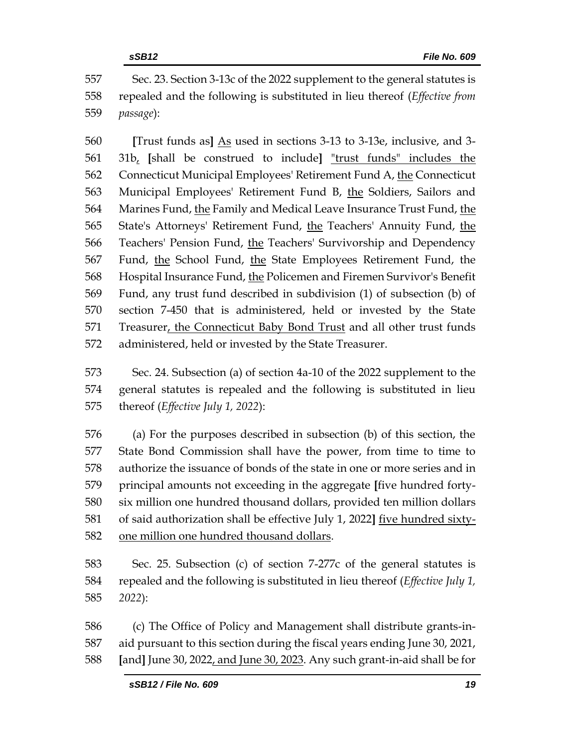557 Sec. 23. Section 3-13c of the 2022 supplement to the general statutes is
558 repealed and the following is substituted in lieu thereof (*Effective from*
559 *passage*):

560 **[**Trust funds as**]** <u>As</u> used in sections 3-13 to 3-13e, inclusive, and 3-
561 31b<u>,</u> **[**shall be construed to include**]** <u>"trust funds" includes the</u>
562 Connecticut Municipal Employees' Retirement Fund A, <u>the</u> Connecticut
563 Municipal Employees' Retirement Fund B, <u>the</u> Soldiers, Sailors and
564 Marines Fund, <u>the</u> Family and Medical Leave Insurance Trust Fund, <u>the</u>
565 State's Attorneys' Retirement Fund, <u>the</u> Teachers' Annuity Fund, <u>the</u>
566 Teachers' Pension Fund, <u>the</u> Teachers' Survivorship and Dependency
567 Fund, <u>the</u> School Fund, <u>the</u> State Employees Retirement Fund, the
568 Hospital Insurance Fund, <u>the</u> Policemen and Firemen Survivor's Benefit
569 Fund, any trust fund described in subdivision (1) of subsection (b) of
570 section 7-450 that is administered, held or invested by the State
571 Treasurer<u>, the Connecticut Baby Bond Trust</u> and all other trust funds
572 administered, held or invested by the State Treasurer.

573 Sec. 24. Subsection (a) of section 4a-10 of the 2022 supplement to the
574 general statutes is repealed and the following is substituted in lieu
575 thereof (*Effective July 1, 2022*):

576 (a) For the purposes described in subsection (b) of this section, the
577 State Bond Commission shall have the power, from time to time to
578 authorize the issuance of bonds of the state in one or more series and in
579 principal amounts not exceeding in the aggregate **[**five hundred forty-
580 six million one hundred thousand dollars, provided ten million dollars
581 of said authorization shall be effective July 1, 2022**]** <u>five hundred sixty-</u>
582 <u>one million one hundred thousand dollars</u>.

583 Sec. 25. Subsection (c) of section 7-277c of the general statutes is
584 repealed and the following is substituted in lieu thereof (*Effective July 1,*
585 *2022*):

586 (c) The Office of Policy and Management shall distribute grants-in-
587 aid pursuant to this section during the fiscal years ending June 30, 2021,
588 **[**and**]** June 30, 2022<u>, and June 30, 2023</u>. Any such grant-in-aid shall be for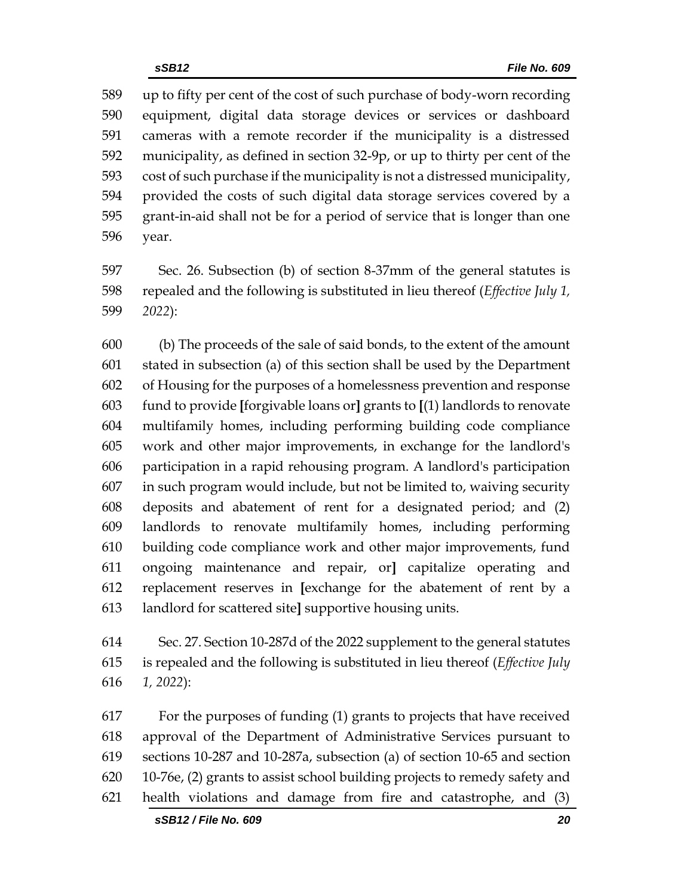up to fifty per cent of the cost of such purchase of body-worn recording equipment, digital data storage devices or services or dashboard cameras with a remote recorder if the municipality is a distressed municipality, as defined in section 32-9p, or up to thirty per cent of the cost of such purchase if the municipality is not a distressed municipality, provided the costs of such digital data storage services covered by a grant-in-aid shall not be for a period of service that is longer than one year.

Sec. 26. Subsection (b) of section 8-37mm of the general statutes is repealed and the following is substituted in lieu thereof (*Effective July 1, 2022*):

(b) The proceeds of the sale of said bonds, to the extent of the amount stated in subsection (a) of this section shall be used by the Department of Housing for the purposes of a homelessness prevention and response fund to provide [forgivable loans or] grants to [(1) landlords to renovate multifamily homes, including performing building code compliance work and other major improvements, in exchange for the landlord's participation in a rapid rehousing program. A landlord's participation in such program would include, but not be limited to, waiving security deposits and abatement of rent for a designated period; and (2) landlords to renovate multifamily homes, including performing building code compliance work and other major improvements, fund ongoing maintenance and repair, or] capitalize operating and replacement reserves in [exchange for the abatement of rent by a landlord for scattered site] supportive housing units.

Sec. 27. Section 10-287d of the 2022 supplement to the general statutes is repealed and the following is substituted in lieu thereof (*Effective July 1, 2022*):

For the purposes of funding (1) grants to projects that have received approval of the Department of Administrative Services pursuant to sections 10-287 and 10-287a, subsection (a) of section 10-65 and section 10-76e, (2) grants to assist school building projects to remedy safety and health violations and damage from fire and catastrophe, and (3)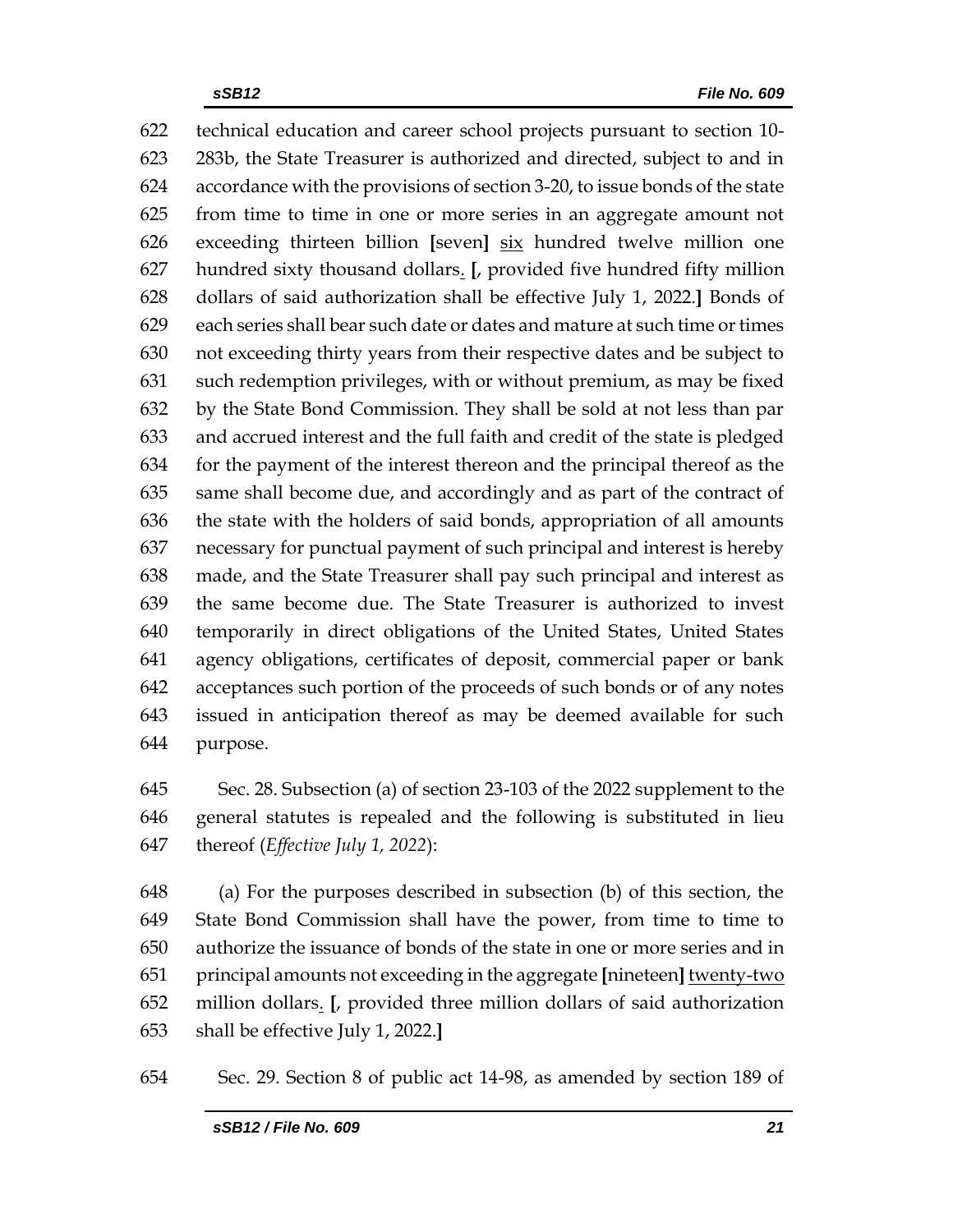technical education and career school projects pursuant to section 10-283b, the State Treasurer is authorized and directed, subject to and in accordance with the provisions of section 3-20, to issue bonds of the state from time to time in one or more series in an aggregate amount not exceeding thirteen billion [seven] <u>six</u> hundred twelve million one hundred sixty thousand dollars<u>.</u> [, provided five hundred fifty million dollars of said authorization shall be effective July 1, 2022.] Bonds of each series shall bear such date or dates and mature at such time or times not exceeding thirty years from their respective dates and be subject to such redemption privileges, with or without premium, as may be fixed by the State Bond Commission. They shall be sold at not less than par and accrued interest and the full faith and credit of the state is pledged for the payment of the interest thereon and the principal thereof as the same shall become due, and accordingly and as part of the contract of the state with the holders of said bonds, appropriation of all amounts necessary for punctual payment of such principal and interest is hereby made, and the State Treasurer shall pay such principal and interest as the same become due. The State Treasurer is authorized to invest temporarily in direct obligations of the United States, United States agency obligations, certificates of deposit, commercial paper or bank acceptances such portion of the proceeds of such bonds or of any notes issued in anticipation thereof as may be deemed available for such purpose.

Sec. 28. Subsection (a) of section 23-103 of the 2022 supplement to the general statutes is repealed and the following is substituted in lieu thereof (*Effective July 1, 2022*):

(a) For the purposes described in subsection (b) of this section, the State Bond Commission shall have the power, from time to time to authorize the issuance of bonds of the state in one or more series and in principal amounts not exceeding in the aggregate [nineteen] <u>twenty-two</u> million dollars<u>.</u> [, provided three million dollars of said authorization shall be effective July 1, 2022.]

Sec. 29. Section 8 of public act 14-98, as amended by section 189 of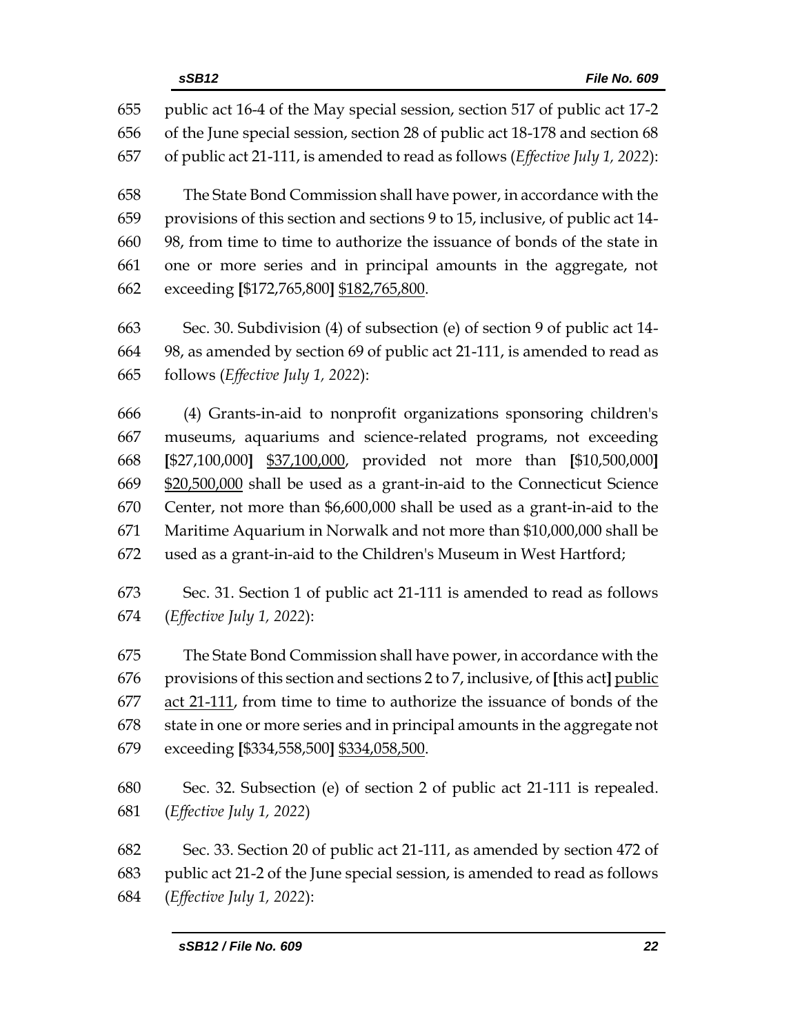655 public act 16-4 of the May special session, section 517 of public act 17-2
656 of the June special session, section 28 of public act 18-178 and section 68
657 of public act 21-111, is amended to read as follows (*Effective July 1, 2022*):

658 The State Bond Commission shall have power, in accordance with the
659 provisions of this section and sections 9 to 15, inclusive, of public act 14-
660 98, from time to time to authorize the issuance of bonds of the state in
661 one or more series and in principal amounts in the aggregate, not
662 exceeding **[**$172,765,800**]** <u>$182,765,800</u>.

663 Sec. 30. Subdivision (4) of subsection (e) of section 9 of public act 14-
664 98, as amended by section 69 of public act 21-111, is amended to read as
665 follows (*Effective July 1, 2022*):

666 (4) Grants-in-aid to nonprofit organizations sponsoring children's
667 museums, aquariums and science-related programs, not exceeding
668 **[**$27,100,000**]** <u>$37,100,000</u>, provided not more than **[**$10,500,000**]**
669 <u>$20,500,000</u> shall be used as a grant-in-aid to the Connecticut Science
670 Center, not more than $6,600,000 shall be used as a grant-in-aid to the
671 Maritime Aquarium in Norwalk and not more than $10,000,000 shall be
672 used as a grant-in-aid to the Children's Museum in West Hartford;

673 Sec. 31. Section 1 of public act 21-111 is amended to read as follows
674 (*Effective July 1, 2022*):

675 The State Bond Commission shall have power, in accordance with the
676 provisions of this section and sections 2 to 7, inclusive, of **[**this act**]** <u>public</u>
677 <u>act 21-111</u>, from time to time to authorize the issuance of bonds of the
678 state in one or more series and in principal amounts in the aggregate not
679 exceeding **[**$334,558,500**]** <u>$334,058,500</u>.

680 Sec. 32. Subsection (e) of section 2 of public act 21-111 is repealed.
681 (*Effective July 1, 2022*)

682 Sec. 33. Section 20 of public act 21-111, as amended by section 472 of
683 public act 21-2 of the June special session, is amended to read as follows
684 (*Effective July 1, 2022*):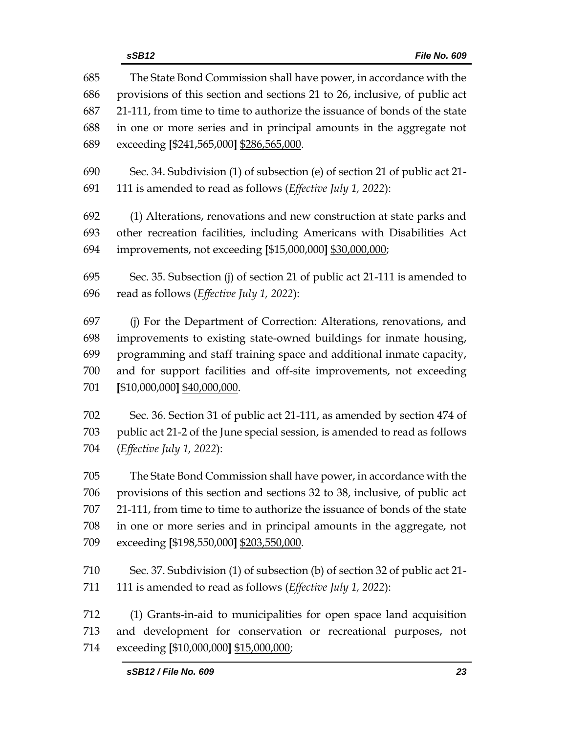685 The State Bond Commission shall have power, in accordance with the
686 provisions of this section and sections 21 to 26, inclusive, of public act
687 21-111, from time to time to authorize the issuance of bonds of the state
688 in one or more series and in principal amounts in the aggregate not
689 exceeding **[**$241,565,000**]** <u>$286,565,000</u>.

690 Sec. 34. Subdivision (1) of subsection (e) of section 21 of public act 21-
691 111 is amended to read as follows (*Effective July 1, 2022*):

692 (1) Alterations, renovations and new construction at state parks and
693 other recreation facilities, including Americans with Disabilities Act
694 improvements, not exceeding **[**$15,000,000**]** <u>$30,000,000</u>;

695 Sec. 35. Subsection (j) of section 21 of public act 21-111 is amended to
696 read as follows (*Effective July 1, 2022*):

697 (j) For the Department of Correction: Alterations, renovations, and
698 improvements to existing state-owned buildings for inmate housing,
699 programming and staff training space and additional inmate capacity,
700 and for support facilities and off-site improvements, not exceeding
701 **[**$10,000,000**]** <u>$40,000,000</u>.

702 Sec. 36. Section 31 of public act 21-111, as amended by section 474 of
703 public act 21-2 of the June special session, is amended to read as follows
704 (*Effective July 1, 2022*):

705 The State Bond Commission shall have power, in accordance with the
706 provisions of this section and sections 32 to 38, inclusive, of public act
707 21-111, from time to time to authorize the issuance of bonds of the state
708 in one or more series and in principal amounts in the aggregate, not
709 exceeding **[**$198,550,000**]** <u>$203,550,000</u>.

710 Sec. 37. Subdivision (1) of subsection (b) of section 32 of public act 21-
711 111 is amended to read as follows (*Effective July 1, 2022*):

712 (1) Grants-in-aid to municipalities for open space land acquisition
713 and development for conservation or recreational purposes, not
714 exceeding **[**$10,000,000**]** <u>$15,000,000</u>;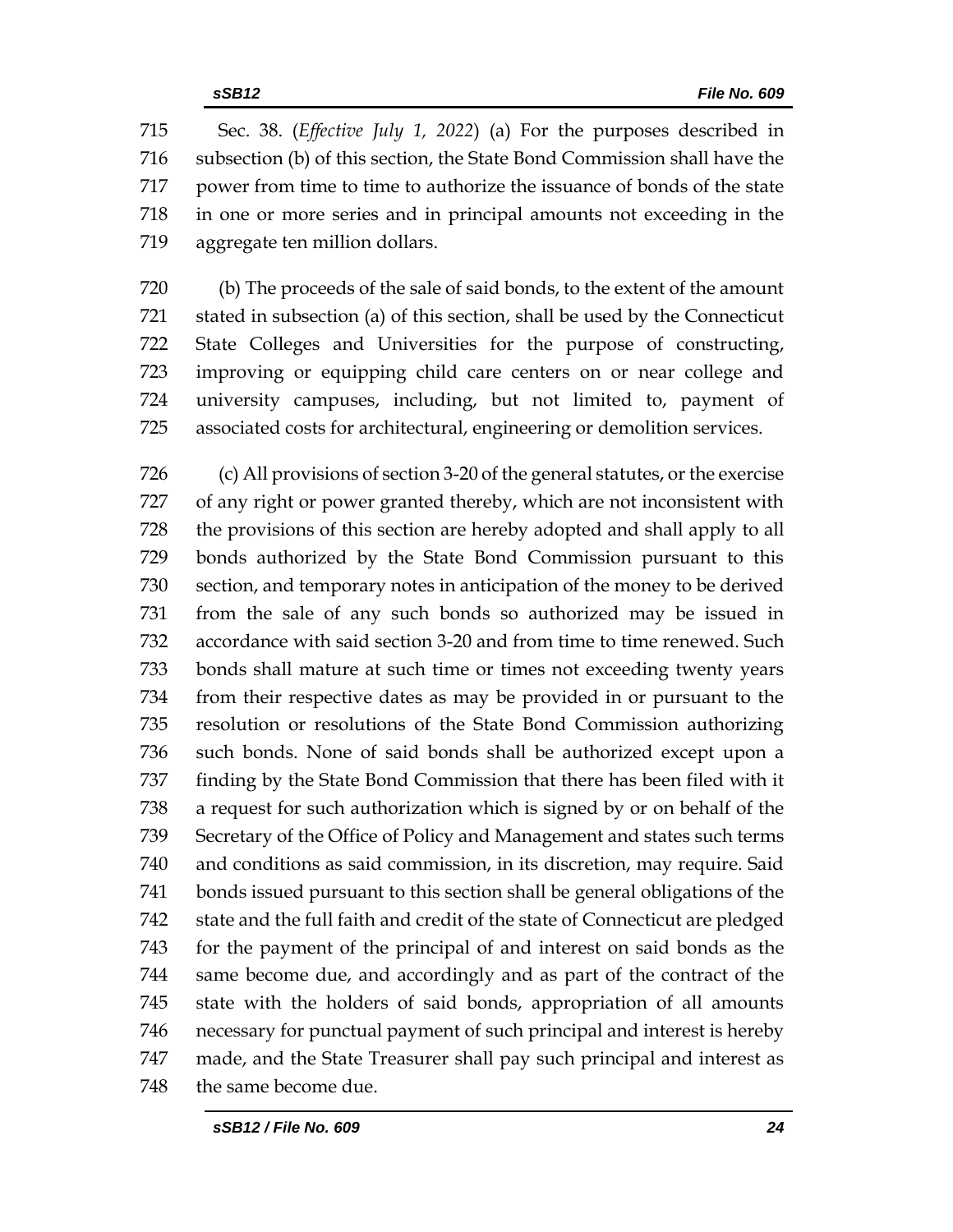Sec. 38. (*Effective July 1, 2022*) (a) For the purposes described in subsection (b) of this section, the State Bond Commission shall have the power from time to time to authorize the issuance of bonds of the state in one or more series and in principal amounts not exceeding in the aggregate ten million dollars.

(b) The proceeds of the sale of said bonds, to the extent of the amount stated in subsection (a) of this section, shall be used by the Connecticut State Colleges and Universities for the purpose of constructing, improving or equipping child care centers on or near college and university campuses, including, but not limited to, payment of associated costs for architectural, engineering or demolition services.

(c) All provisions of section 3-20 of the general statutes, or the exercise of any right or power granted thereby, which are not inconsistent with the provisions of this section are hereby adopted and shall apply to all bonds authorized by the State Bond Commission pursuant to this section, and temporary notes in anticipation of the money to be derived from the sale of any such bonds so authorized may be issued in accordance with said section 3-20 and from time to time renewed. Such bonds shall mature at such time or times not exceeding twenty years from their respective dates as may be provided in or pursuant to the resolution or resolutions of the State Bond Commission authorizing such bonds. None of said bonds shall be authorized except upon a finding by the State Bond Commission that there has been filed with it a request for such authorization which is signed by or on behalf of the Secretary of the Office of Policy and Management and states such terms and conditions as said commission, in its discretion, may require. Said bonds issued pursuant to this section shall be general obligations of the state and the full faith and credit of the state of Connecticut are pledged for the payment of the principal of and interest on said bonds as the same become due, and accordingly and as part of the contract of the state with the holders of said bonds, appropriation of all amounts necessary for punctual payment of such principal and interest is hereby made, and the State Treasurer shall pay such principal and interest as the same become due.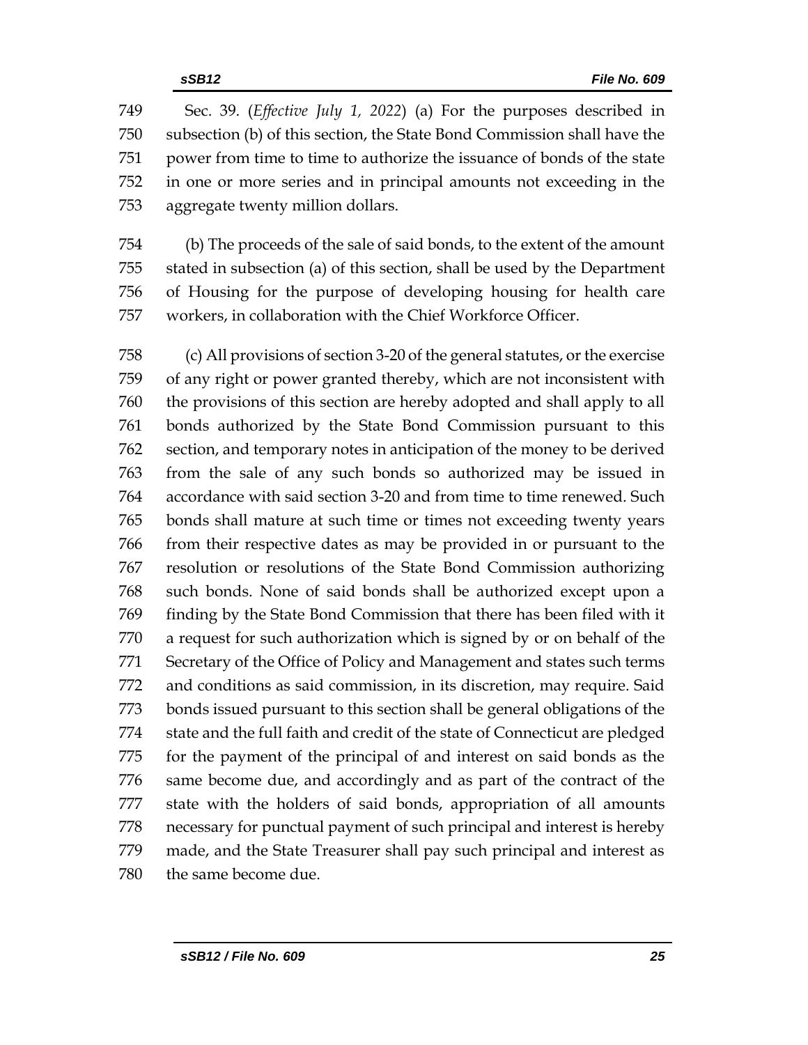Sec. 39. (*Effective July 1, 2022*) (a) For the purposes described in subsection (b) of this section, the State Bond Commission shall have the power from time to time to authorize the issuance of bonds of the state in one or more series and in principal amounts not exceeding in the aggregate twenty million dollars.

(b) The proceeds of the sale of said bonds, to the extent of the amount stated in subsection (a) of this section, shall be used by the Department of Housing for the purpose of developing housing for health care workers, in collaboration with the Chief Workforce Officer.

(c) All provisions of section 3-20 of the general statutes, or the exercise of any right or power granted thereby, which are not inconsistent with the provisions of this section are hereby adopted and shall apply to all bonds authorized by the State Bond Commission pursuant to this section, and temporary notes in anticipation of the money to be derived from the sale of any such bonds so authorized may be issued in accordance with said section 3-20 and from time to time renewed. Such bonds shall mature at such time or times not exceeding twenty years from their respective dates as may be provided in or pursuant to the resolution or resolutions of the State Bond Commission authorizing such bonds. None of said bonds shall be authorized except upon a finding by the State Bond Commission that there has been filed with it a request for such authorization which is signed by or on behalf of the Secretary of the Office of Policy and Management and states such terms and conditions as said commission, in its discretion, may require. Said bonds issued pursuant to this section shall be general obligations of the state and the full faith and credit of the state of Connecticut are pledged for the payment of the principal of and interest on said bonds as the same become due, and accordingly and as part of the contract of the state with the holders of said bonds, appropriation of all amounts necessary for punctual payment of such principal and interest is hereby made, and the State Treasurer shall pay such principal and interest as the same become due.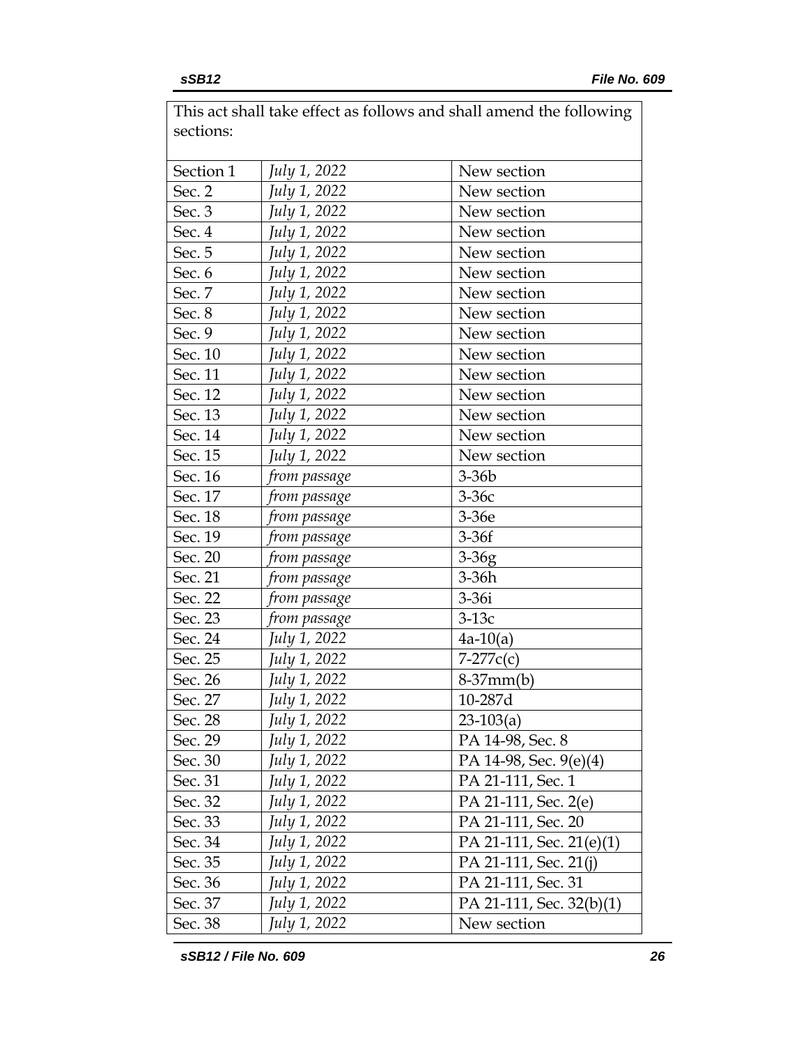This act shall take effect as follows and shall amend the following sections:

| | | |
|---|---|---|
| Section 1 | *July 1, 2022* | New section |
| Sec. 2 | *July 1, 2022* | New section |
| Sec. 3 | *July 1, 2022* | New section |
| Sec. 4 | *July 1, 2022* | New section |
| Sec. 5 | *July 1, 2022* | New section |
| Sec. 6 | *July 1, 2022* | New section |
| Sec. 7 | *July 1, 2022* | New section |
| Sec. 8 | *July 1, 2022* | New section |
| Sec. 9 | *July 1, 2022* | New section |
| Sec. 10 | *July 1, 2022* | New section |
| Sec. 11 | *July 1, 2022* | New section |
| Sec. 12 | *July 1, 2022* | New section |
| Sec. 13 | *July 1, 2022* | New section |
| Sec. 14 | *July 1, 2022* | New section |
| Sec. 15 | *July 1, 2022* | New section |
| Sec. 16 | *from passage* | 3-36b |
| Sec. 17 | *from passage* | 3-36c |
| Sec. 18 | *from passage* | 3-36e |
| Sec. 19 | *from passage* | 3-36f |
| Sec. 20 | *from passage* | 3-36g |
| Sec. 21 | *from passage* | 3-36h |
| Sec. 22 | *from passage* | 3-36i |
| Sec. 23 | *from passage* | 3-13c |
| Sec. 24 | *July 1, 2022* | 4a-10(a) |
| Sec. 25 | *July 1, 2022* | 7-277c(c) |
| Sec. 26 | *July 1, 2022* | 8-37mm(b) |
| Sec. 27 | *July 1, 2022* | 10-287d |
| Sec. 28 | *July 1, 2022* | 23-103(a) |
| Sec. 29 | *July 1, 2022* | PA 14-98, Sec. 8 |
| Sec. 30 | *July 1, 2022* | PA 14-98, Sec. 9(e)(4) |
| Sec. 31 | *July 1, 2022* | PA 21-111, Sec. 1 |
| Sec. 32 | *July 1, 2022* | PA 21-111, Sec. 2(e) |
| Sec. 33 | *July 1, 2022* | PA 21-111, Sec. 20 |
| Sec. 34 | *July 1, 2022* | PA 21-111, Sec. 21(e)(1) |
| Sec. 35 | *July 1, 2022* | PA 21-111, Sec. 21(j) |
| Sec. 36 | *July 1, 2022* | PA 21-111, Sec. 31 |
| Sec. 37 | *July 1, 2022* | PA 21-111, Sec. 32(b)(1) |
| Sec. 38 | *July 1, 2022* | New section |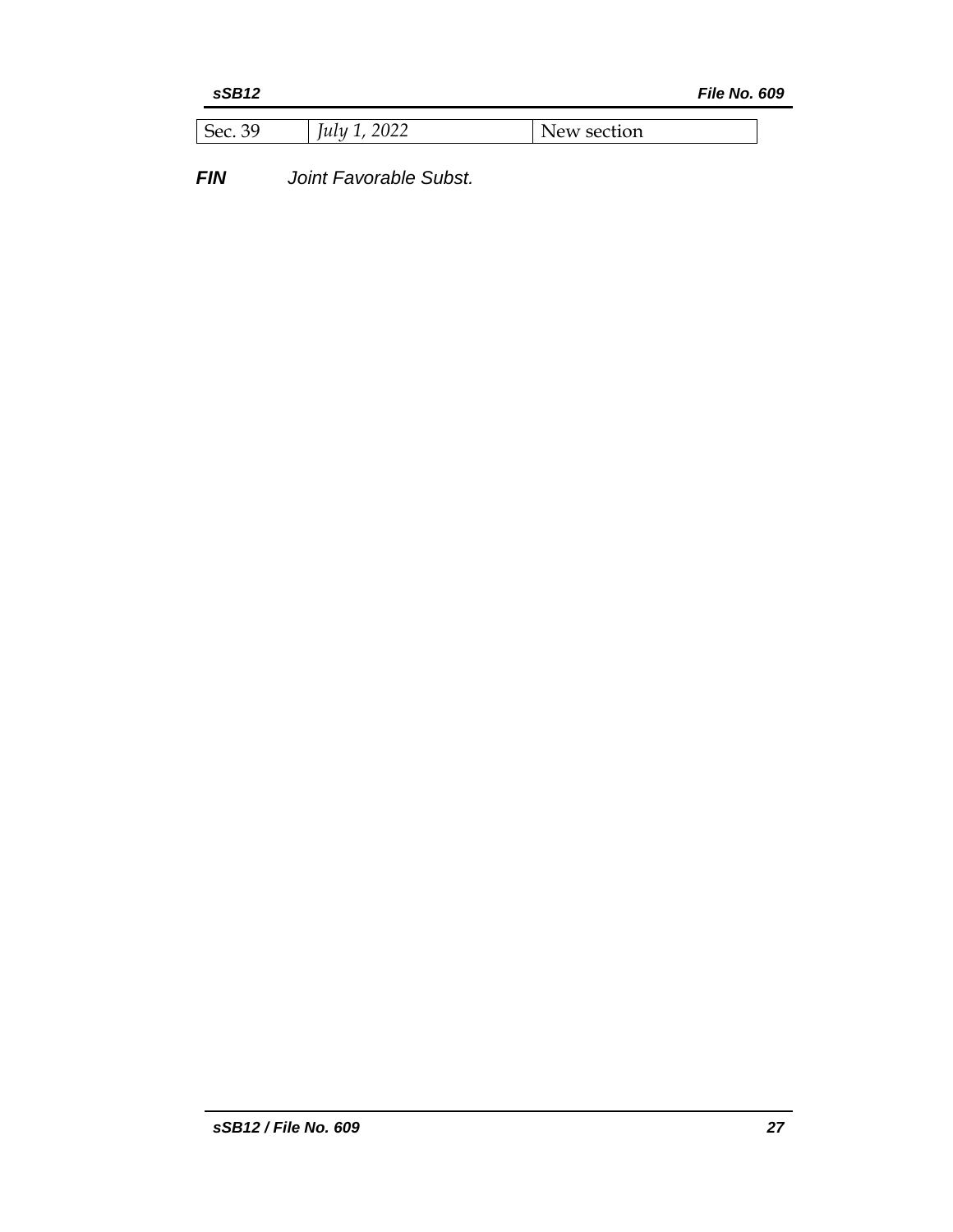| Sec. 39 | *July 1, 2022* | New section |
|---|---|---|

***FIN*** *Joint Favorable Subst.*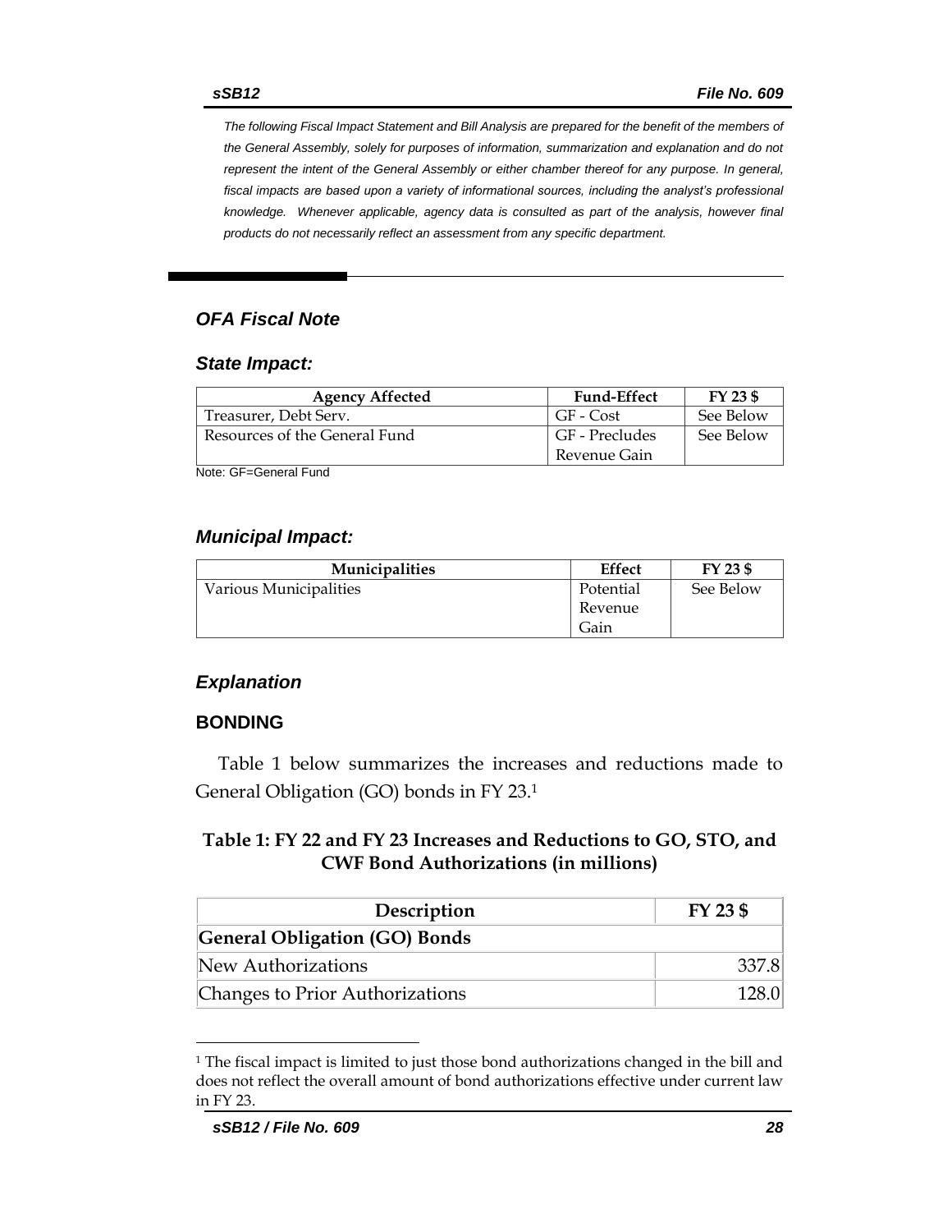The following Fiscal Impact Statement and Bill Analysis are prepared for the benefit of the members of the General Assembly, solely for purposes of information, summarization and explanation and do not represent the intent of the General Assembly or either chamber thereof for any purpose. In general, fiscal impacts are based upon a variety of informational sources, including the analyst's professional knowledge. Whenever applicable, agency data is consulted as part of the analysis, however final products do not necessarily reflect an assessment from any specific department.

## *OFA Fiscal Note*

### *State Impact:*

| Agency Affected | Fund-Effect | FY 23 $ |
|---|---|---|
| Treasurer, Debt Serv. | GF - Cost | See Below |
| Resources of the General Fund | GF - Precludes Revenue Gain | See Below |

Note: GF=General Fund

### *Municipal Impact:*

| Municipalities | Effect | FY 23 $ |
|---|---|---|
| Various Municipalities | Potential Revenue Gain | See Below |

### *Explanation*

#### BONDING

Table 1 below summarizes the increases and reductions made to General Obligation (GO) bonds in FY 23.[1]

**Table 1: FY 22 and FY 23 Increases and Reductions to GO, STO, and CWF Bond Authorizations (in millions)**

| Description | FY 23 $ |
|---|---|
| **General Obligation (GO) Bonds** | |
| New Authorizations | 337.8 |
| Changes to Prior Authorizations | 128.0 |

[1] The fiscal impact is limited to just those bond authorizations changed in the bill and does not reflect the overall amount of bond authorizations effective under current law in FY 23.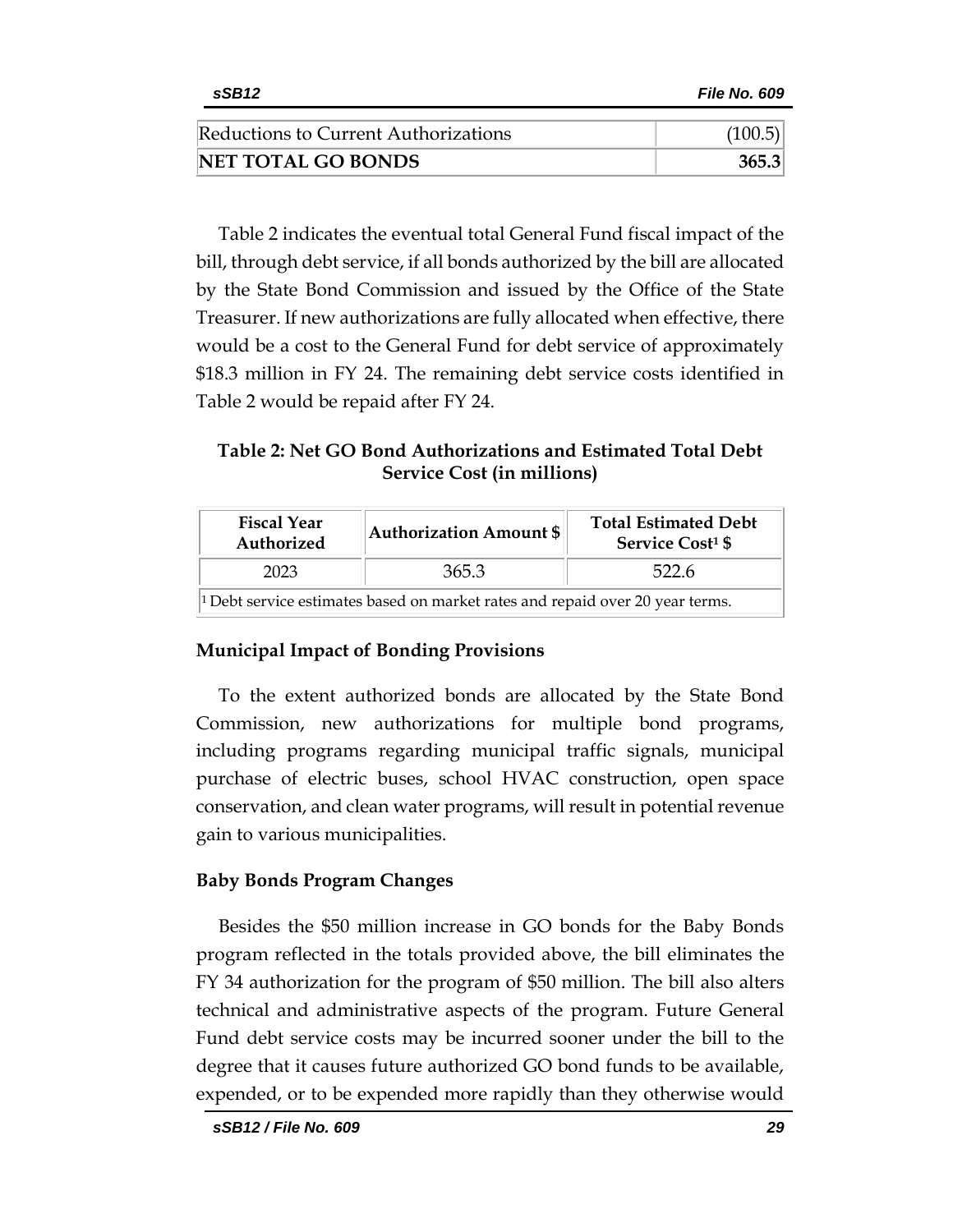| Reductions to Current Authorizations | (100.5) |
| --- | --- |
| **NET TOTAL GO BONDS** | **365.3** |

Table 2 indicates the eventual total General Fund fiscal impact of the bill, through debt service, if all bonds authorized by the bill are allocated by the State Bond Commission and issued by the Office of the State Treasurer. If new authorizations are fully allocated when effective, there would be a cost to the General Fund for debt service of approximately $18.3 million in FY 24. The remaining debt service costs identified in Table 2 would be repaid after FY 24.

**Table 2: Net GO Bond Authorizations and Estimated Total Debt Service Cost (in millions)**

| Fiscal Year Authorized | Authorization Amount $ | Total Estimated Debt Service Cost[1] $ |
| --- | --- | --- |
| 2023 | 365.3 | 522.6 |

[1] Debt service estimates based on market rates and repaid over 20 year terms.

**Municipal Impact of Bonding Provisions**

To the extent authorized bonds are allocated by the State Bond Commission, new authorizations for multiple bond programs, including programs regarding municipal traffic signals, municipal purchase of electric buses, school HVAC construction, open space conservation, and clean water programs, will result in potential revenue gain to various municipalities.

**Baby Bonds Program Changes**

Besides the $50 million increase in GO bonds for the Baby Bonds program reflected in the totals provided above, the bill eliminates the FY 34 authorization for the program of $50 million. The bill also alters technical and administrative aspects of the program. Future General Fund debt service costs may be incurred sooner under the bill to the degree that it causes future authorized GO bond funds to be available, expended, or to be expended more rapidly than they otherwise would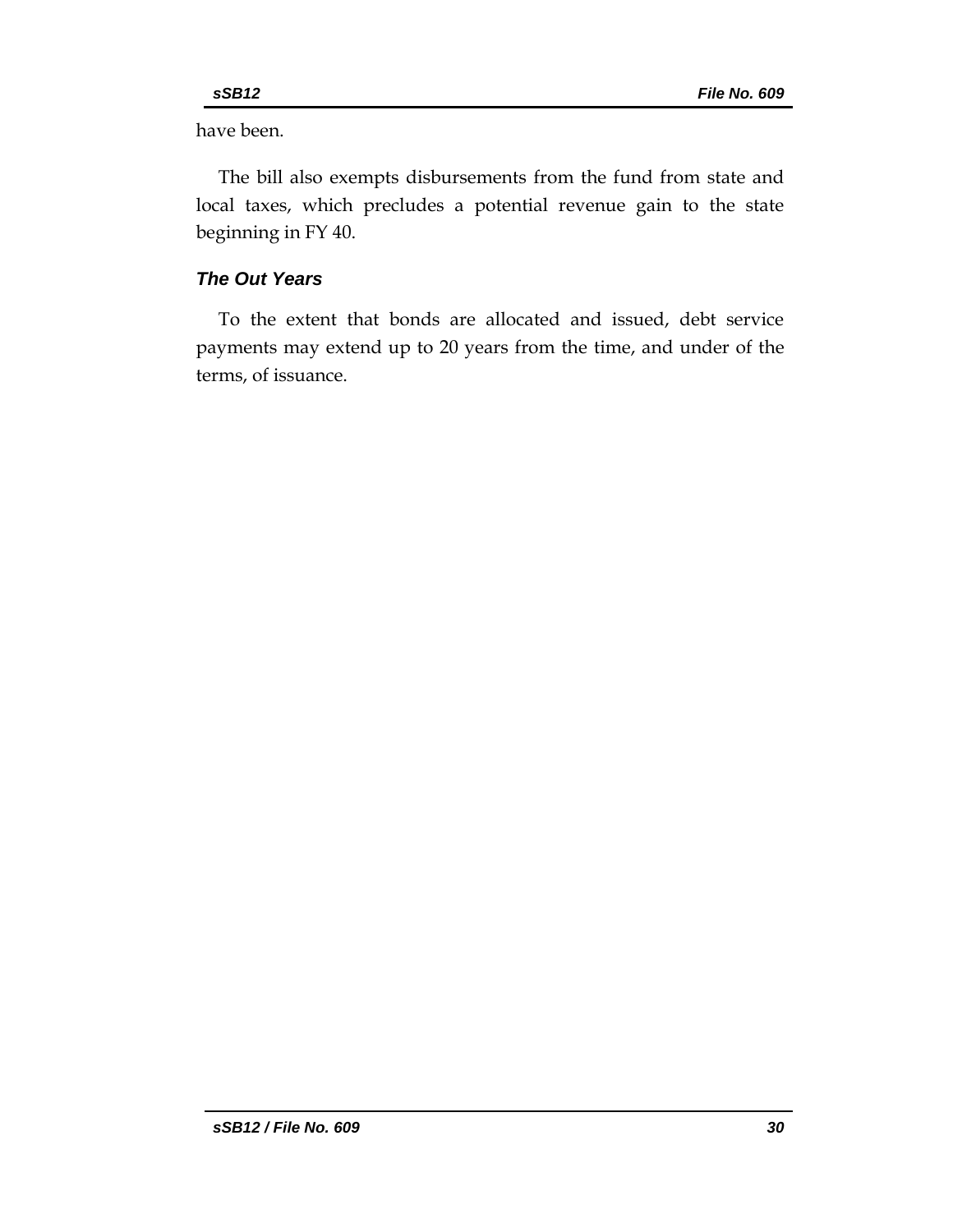have been.

The bill also exempts disbursements from the fund from state and local taxes, which precludes a potential revenue gain to the state beginning in FY 40.

### *The Out Years*

To the extent that bonds are allocated and issued, debt service payments may extend up to 20 years from the time, and under of the terms, of issuance.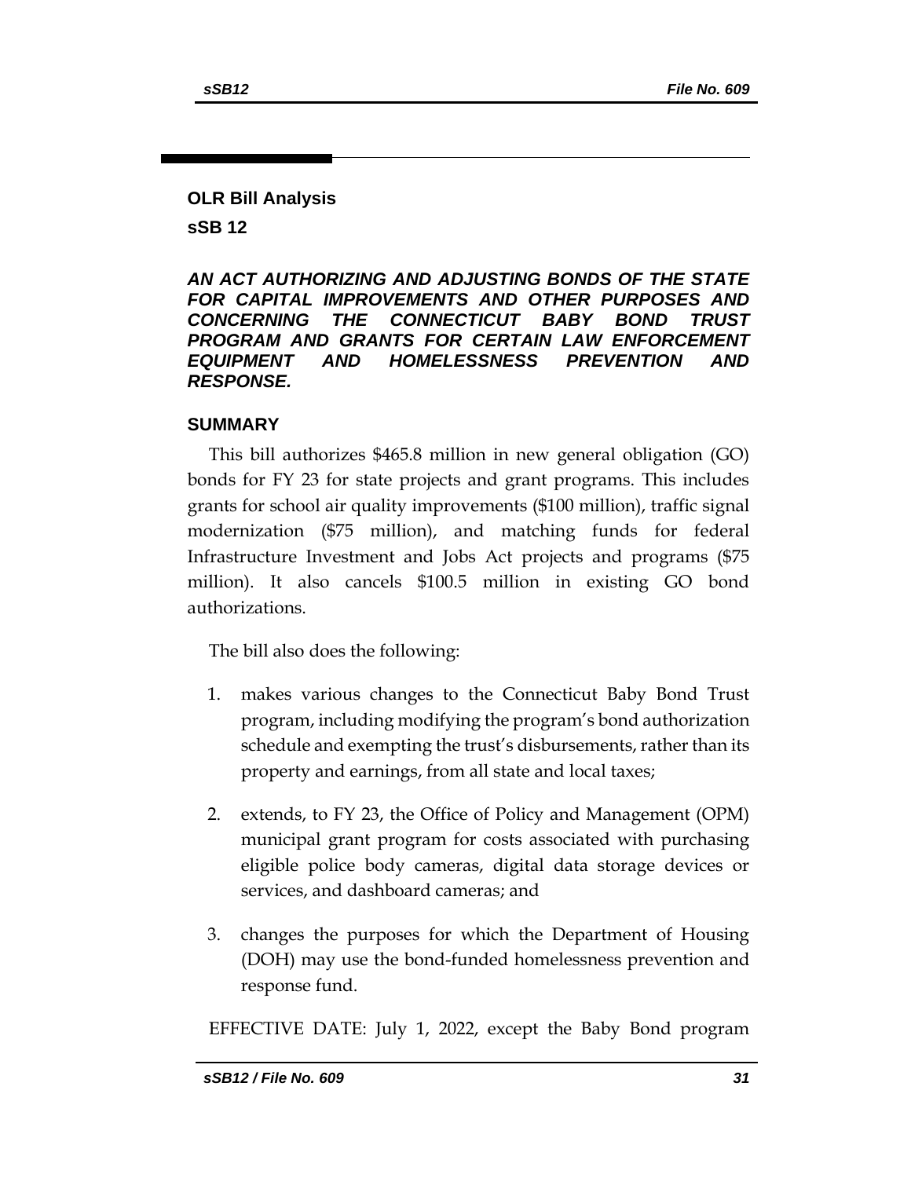## OLR Bill Analysis

## sSB 12

***AN ACT AUTHORIZING AND ADJUSTING BONDS OF THE STATE FOR CAPITAL IMPROVEMENTS AND OTHER PURPOSES AND CONCERNING THE CONNECTICUT BABY BOND TRUST PROGRAM AND GRANTS FOR CERTAIN LAW ENFORCEMENT EQUIPMENT AND HOMELESSNESS PREVENTION AND RESPONSE.***

### SUMMARY

This bill authorizes $465.8 million in new general obligation (GO) bonds for FY 23 for state projects and grant programs. This includes grants for school air quality improvements ($100 million), traffic signal modernization ($75 million), and matching funds for federal Infrastructure Investment and Jobs Act projects and programs ($75 million). It also cancels $100.5 million in existing GO bond authorizations.

The bill also does the following:

1. makes various changes to the Connecticut Baby Bond Trust program, including modifying the program's bond authorization schedule and exempting the trust's disbursements, rather than its property and earnings, from all state and local taxes;
2. extends, to FY 23, the Office of Policy and Management (OPM) municipal grant program for costs associated with purchasing eligible police body cameras, digital data storage devices or services, and dashboard cameras; and
3. changes the purposes for which the Department of Housing (DOH) may use the bond-funded homelessness prevention and response fund.

EFFECTIVE DATE: July 1, 2022, except the Baby Bond program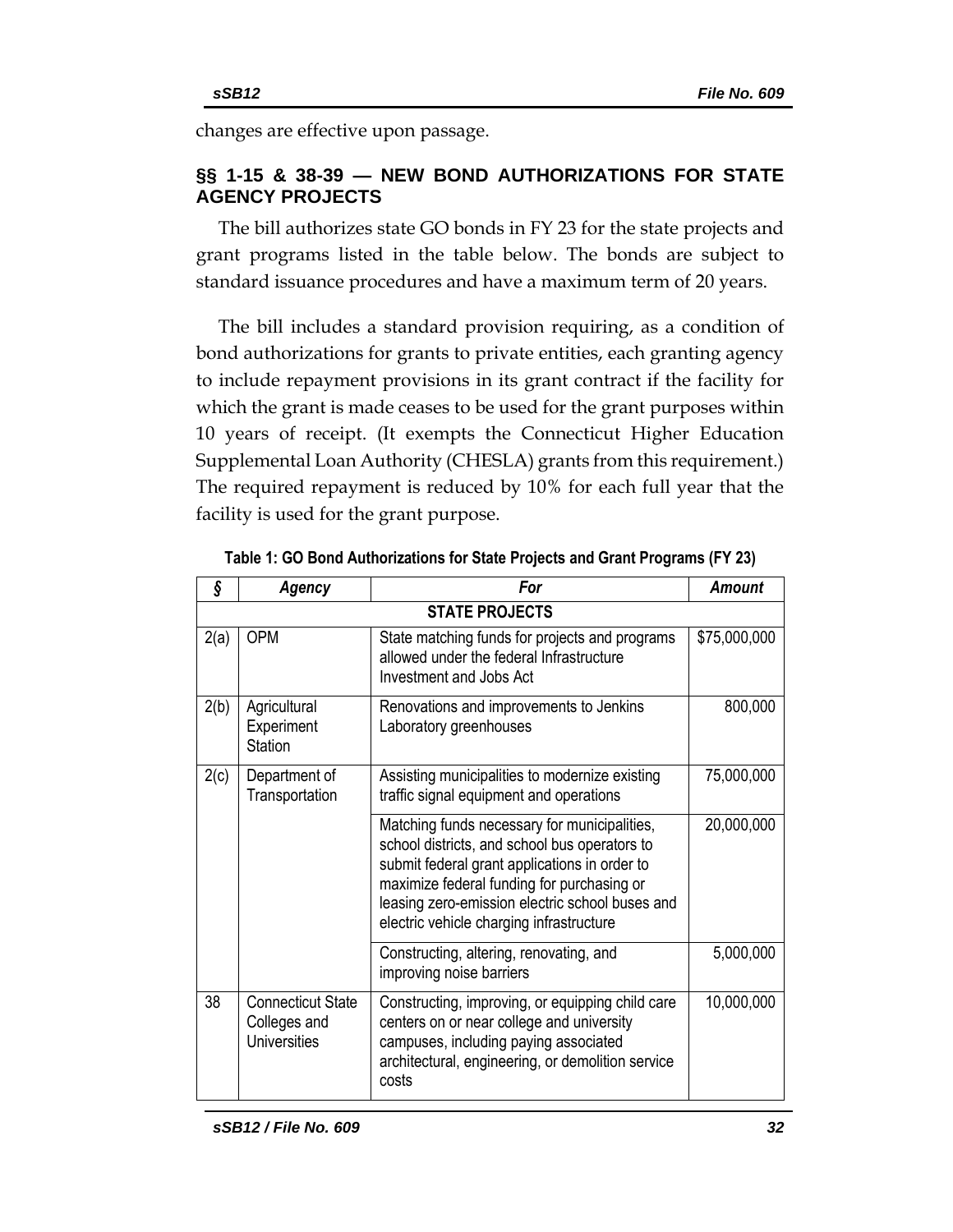changes are effective upon passage.

## §§ 1-15 & 38-39 — NEW BOND AUTHORIZATIONS FOR STATE AGENCY PROJECTS

The bill authorizes state GO bonds in FY 23 for the state projects and grant programs listed in the table below. The bonds are subject to standard issuance procedures and have a maximum term of 20 years.

The bill includes a standard provision requiring, as a condition of bond authorizations for grants to private entities, each granting agency to include repayment provisions in its grant contract if the facility for which the grant is made ceases to be used for the grant purposes within 10 years of receipt. (It exempts the Connecticut Higher Education Supplemental Loan Authority (CHESLA) grants from this requirement.) The required repayment is reduced by 10% for each full year that the facility is used for the grant purpose.

**Table 1: GO Bond Authorizations for State Projects and Grant Programs (FY 23)**

| *§* | *Agency* | *For* | *Amount* |
|---|---|---|---|
| **STATE PROJECTS** | | | |
| 2(a) | OPM | State matching funds for projects and programs allowed under the federal Infrastructure Investment and Jobs Act | $75,000,000 |
| 2(b) | Agricultural Experiment Station | Renovations and improvements to Jenkins Laboratory greenhouses | 800,000 |
| 2(c) | Department of Transportation | Assisting municipalities to modernize existing traffic signal equipment and operations | 75,000,000 |
| | | Matching funds necessary for municipalities, school districts, and school bus operators to submit federal grant applications in order to maximize federal funding for purchasing or leasing zero-emission electric school buses and electric vehicle charging infrastructure | 20,000,000 |
| | | Constructing, altering, renovating, and improving noise barriers | 5,000,000 |
| 38 | Connecticut State Colleges and Universities | Constructing, improving, or equipping child care centers on or near college and university campuses, including paying associated architectural, engineering, or demolition service costs | 10,000,000 |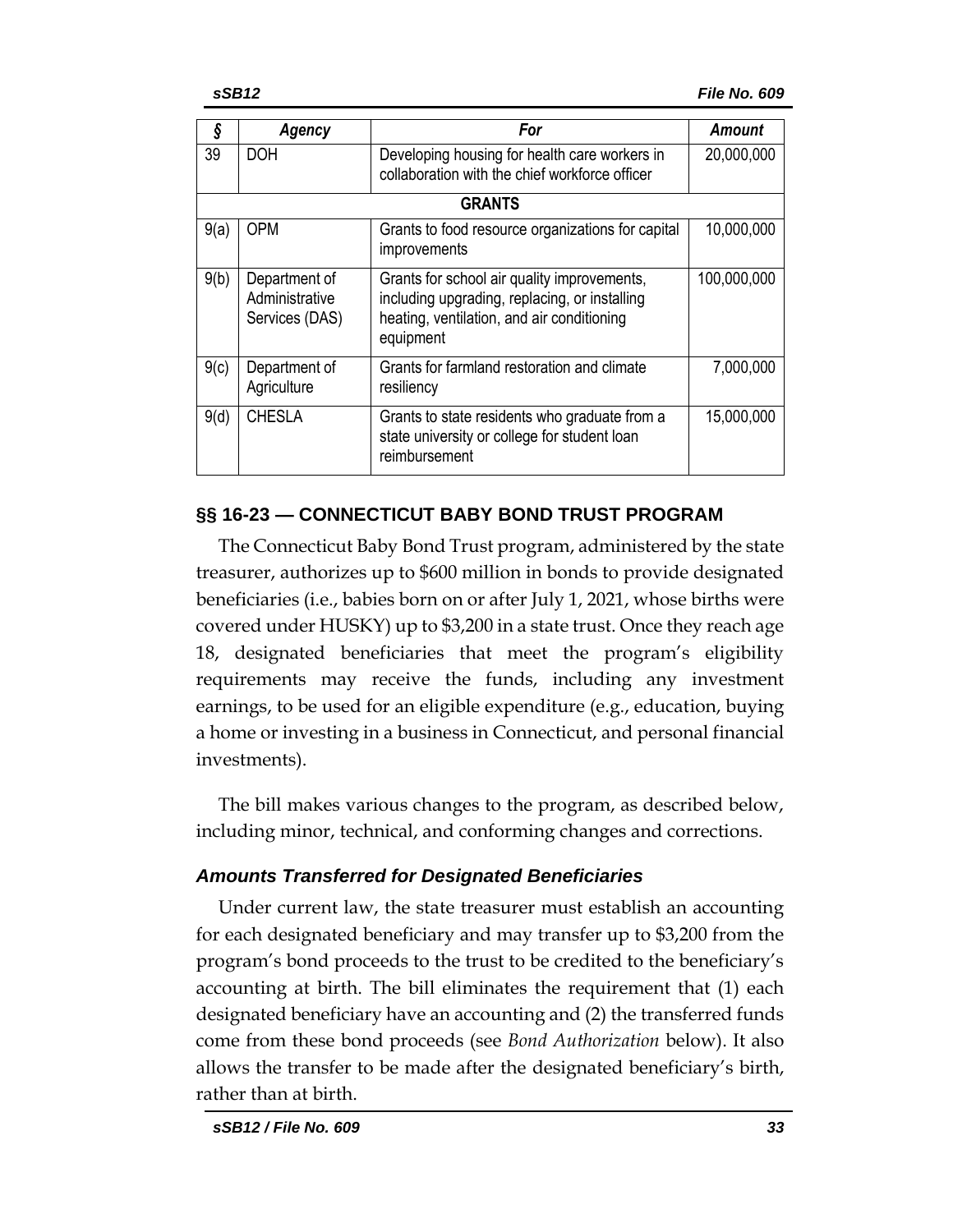| § | Agency | For | Amount |
|---|---|---|---|
| 39 | DOH | Developing housing for health care workers in collaboration with the chief workforce officer | 20,000,000 |
| | | **GRANTS** | |
| 9(a) | OPM | Grants to food resource organizations for capital improvements | 10,000,000 |
| 9(b) | Department of Administrative Services (DAS) | Grants for school air quality improvements, including upgrading, replacing, or installing heating, ventilation, and air conditioning equipment | 100,000,000 |
| 9(c) | Department of Agriculture | Grants for farmland restoration and climate resiliency | 7,000,000 |
| 9(d) | CHESLA | Grants to state residents who graduate from a state university or college for student loan reimbursement | 15,000,000 |

## §§ 16-23 — CONNECTICUT BABY BOND TRUST PROGRAM

The Connecticut Baby Bond Trust program, administered by the state treasurer, authorizes up to $600 million in bonds to provide designated beneficiaries (i.e., babies born on or after July 1, 2021, whose births were covered under HUSKY) up to $3,200 in a state trust. Once they reach age 18, designated beneficiaries that meet the program's eligibility requirements may receive the funds, including any investment earnings, to be used for an eligible expenditure (e.g., education, buying a home or investing in a business in Connecticut, and personal financial investments).

The bill makes various changes to the program, as described below, including minor, technical, and conforming changes and corrections.

### *Amounts Transferred for Designated Beneficiaries*

Under current law, the state treasurer must establish an accounting for each designated beneficiary and may transfer up to $3,200 from the program's bond proceeds to the trust to be credited to the beneficiary's accounting at birth. The bill eliminates the requirement that (1) each designated beneficiary have an accounting and (2) the transferred funds come from these bond proceeds (see *Bond Authorization* below). It also allows the transfer to be made after the designated beneficiary's birth, rather than at birth.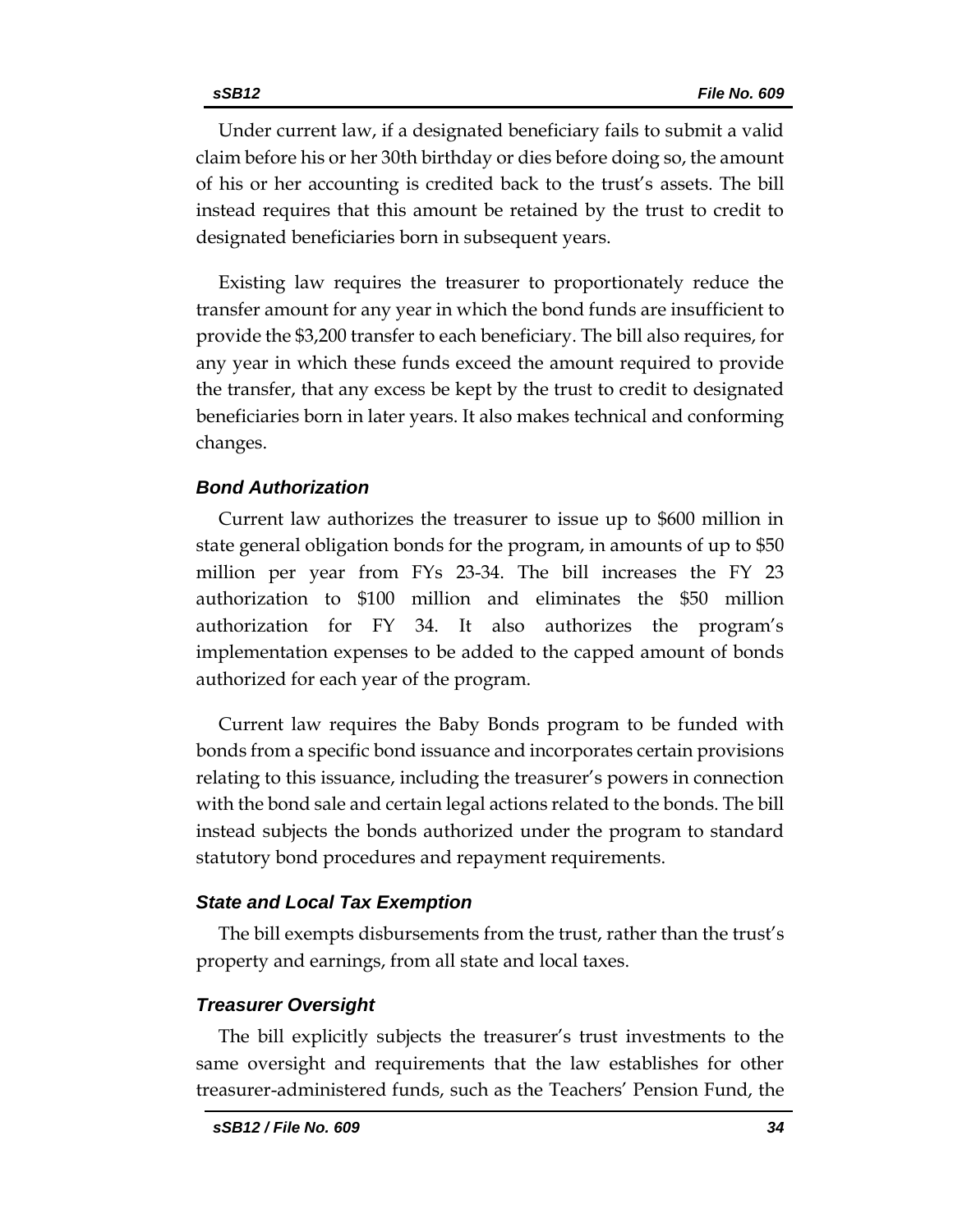Under current law, if a designated beneficiary fails to submit a valid claim before his or her 30th birthday or dies before doing so, the amount of his or her accounting is credited back to the trust's assets. The bill instead requires that this amount be retained by the trust to credit to designated beneficiaries born in subsequent years.

Existing law requires the treasurer to proportionately reduce the transfer amount for any year in which the bond funds are insufficient to provide the $3,200 transfer to each beneficiary. The bill also requires, for any year in which these funds exceed the amount required to provide the transfer, that any excess be kept by the trust to credit to designated beneficiaries born in later years. It also makes technical and conforming changes.

### *Bond Authorization*

Current law authorizes the treasurer to issue up to $600 million in state general obligation bonds for the program, in amounts of up to $50 million per year from FYs 23-34. The bill increases the FY 23 authorization to $100 million and eliminates the $50 million authorization for FY 34. It also authorizes the program's implementation expenses to be added to the capped amount of bonds authorized for each year of the program.

Current law requires the Baby Bonds program to be funded with bonds from a specific bond issuance and incorporates certain provisions relating to this issuance, including the treasurer's powers in connection with the bond sale and certain legal actions related to the bonds. The bill instead subjects the bonds authorized under the program to standard statutory bond procedures and repayment requirements.

### *State and Local Tax Exemption*

The bill exempts disbursements from the trust, rather than the trust's property and earnings, from all state and local taxes.

### *Treasurer Oversight*

The bill explicitly subjects the treasurer's trust investments to the same oversight and requirements that the law establishes for other treasurer-administered funds, such as the Teachers' Pension Fund, the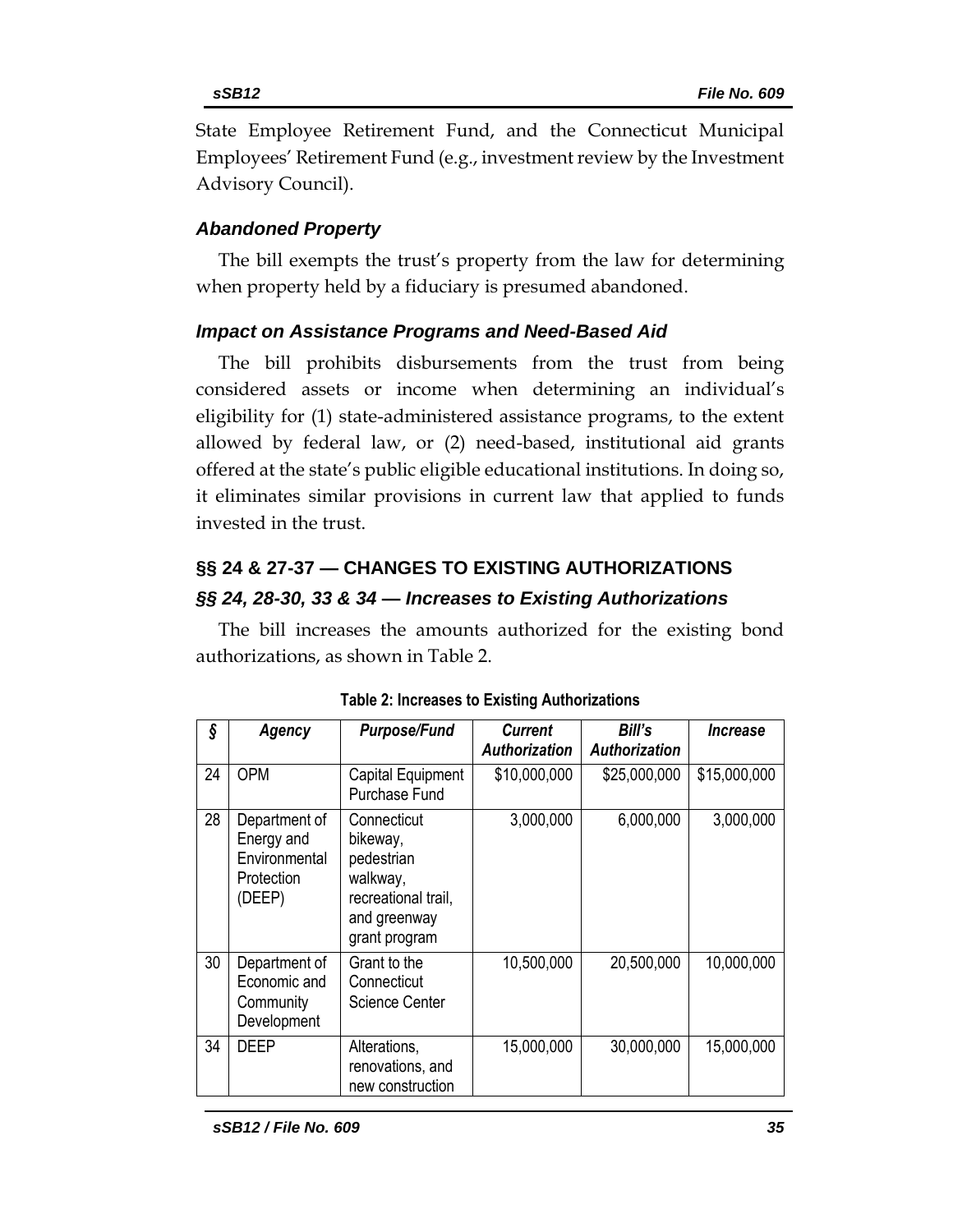State Employee Retirement Fund, and the Connecticut Municipal Employees' Retirement Fund (e.g., investment review by the Investment Advisory Council).

### *Abandoned Property*

The bill exempts the trust's property from the law for determining when property held by a fiduciary is presumed abandoned.

### *Impact on Assistance Programs and Need-Based Aid*

The bill prohibits disbursements from the trust from being considered assets or income when determining an individual's eligibility for (1) state-administered assistance programs, to the extent allowed by federal law, or (2) need-based, institutional aid grants offered at the state's public eligible educational institutions. In doing so, it eliminates similar provisions in current law that applied to funds invested in the trust.

## §§ 24 & 27-37 — CHANGES TO EXISTING AUTHORIZATIONS

### *§§ 24, 28-30, 33 & 34 — Increases to Existing Authorizations*

The bill increases the amounts authorized for the existing bond authorizations, as shown in Table 2.

**Table 2: Increases to Existing Authorizations**

| *§* | *Agency* | *Purpose/Fund* | *Current Authorization* | *Bill's Authorization* | *Increase* |
|---|---|---|---|---|---|
| 24 | OPM | Capital Equipment Purchase Fund | \$10,000,000 | \$25,000,000 | \$15,000,000 |
| 28 | Department of Energy and Environmental Protection (DEEP) | Connecticut bikeway, pedestrian walkway, recreational trail, and greenway grant program | 3,000,000 | 6,000,000 | 3,000,000 |
| 30 | Department of Economic and Community Development | Grant to the Connecticut Science Center | 10,500,000 | 20,500,000 | 10,000,000 |
| 34 | DEEP | Alterations, renovations, and new construction | 15,000,000 | 30,000,000 | 15,000,000 |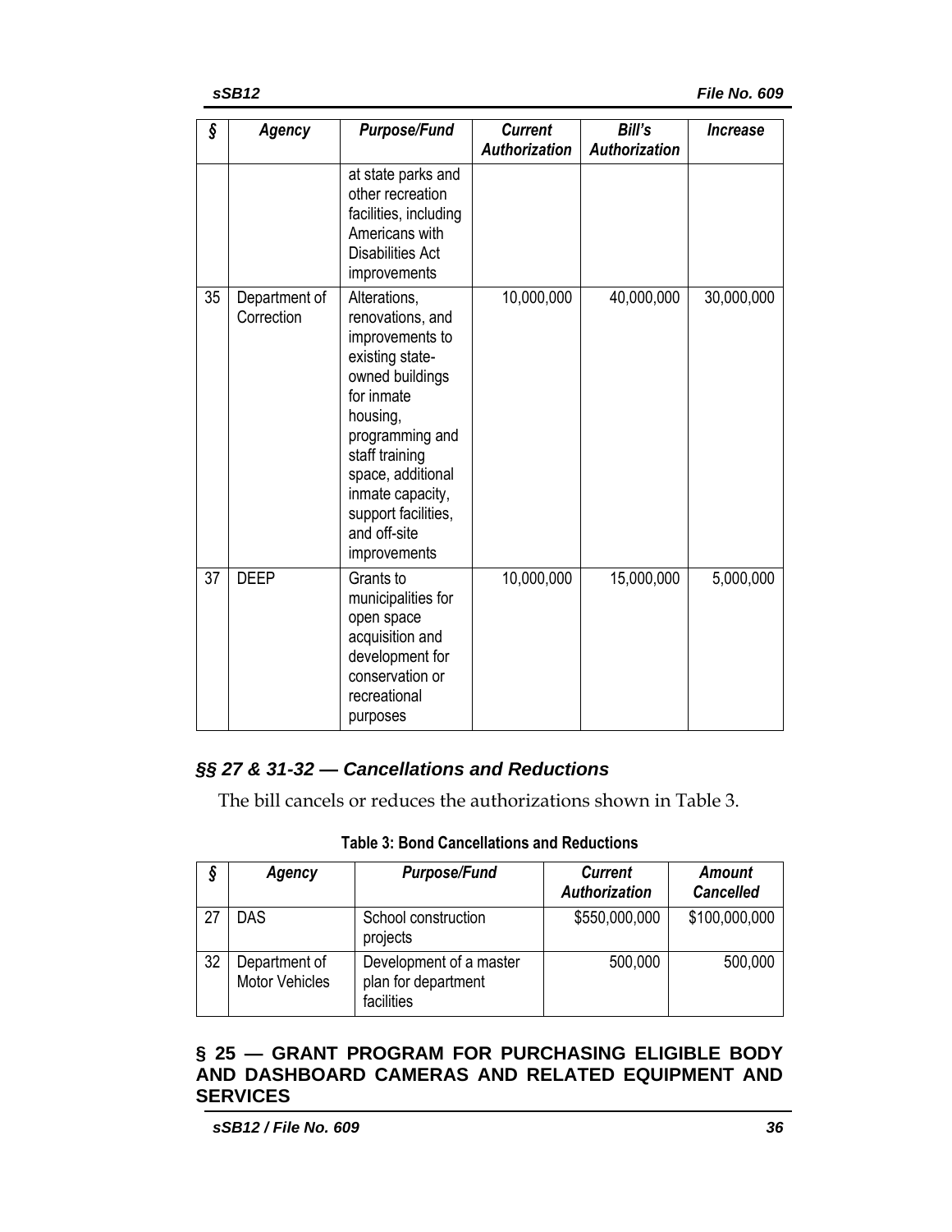| § | *Agency* | *Purpose/Fund* | *Current Authorization* | *Bill's Authorization* | *Increase* |
|---|---|---|---|---|---|
| | | at state parks and other recreation facilities, including Americans with Disabilities Act improvements | | | |
| 35 | Department of Correction | Alterations, renovations, and improvements to existing state-owned buildings for inmate housing, programming and staff training space, additional inmate capacity, support facilities, and off-site improvements | 10,000,000 | 40,000,000 | 30,000,000 |
| 37 | DEEP | Grants to municipalities for open space acquisition and development for conservation or recreational purposes | 10,000,000 | 15,000,000 | 5,000,000 |

## *§§ 27 & 31-32 — Cancellations and Reductions*

The bill cancels or reduces the authorizations shown in Table 3.

**Table 3: Bond Cancellations and Reductions**

| § | *Agency* | *Purpose/Fund* | *Current Authorization* | *Amount Cancelled* |
|---|---|---|---|---|
| 27 | DAS | School construction projects | $550,000,000 | $100,000,000 |
| 32 | Department of Motor Vehicles | Development of a master plan for department facilities | 500,000 | 500,000 |

## § 25 — GRANT PROGRAM FOR PURCHASING ELIGIBLE BODY AND DASHBOARD CAMERAS AND RELATED EQUIPMENT AND SERVICES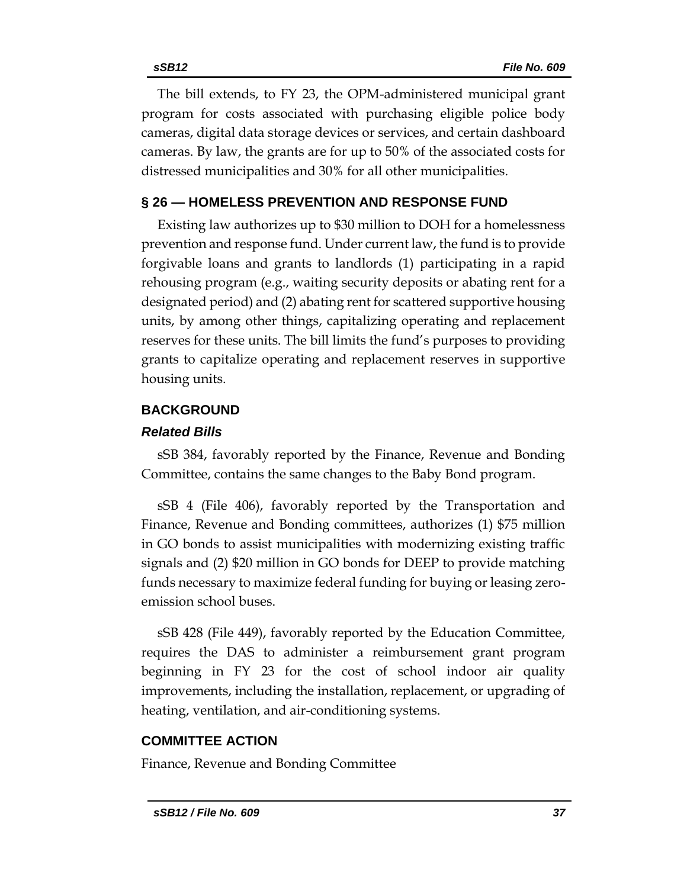The bill extends, to FY 23, the OPM-administered municipal grant program for costs associated with purchasing eligible police body cameras, digital data storage devices or services, and certain dashboard cameras. By law, the grants are for up to 50% of the associated costs for distressed municipalities and 30% for all other municipalities.

## § 26 — HOMELESS PREVENTION AND RESPONSE FUND

Existing law authorizes up to $30 million to DOH for a homelessness prevention and response fund. Under current law, the fund is to provide forgivable loans and grants to landlords (1) participating in a rapid rehousing program (e.g., waiting security deposits or abating rent for a designated period) and (2) abating rent for scattered supportive housing units, by among other things, capitalizing operating and replacement reserves for these units. The bill limits the fund's purposes to providing grants to capitalize operating and replacement reserves in supportive housing units.

## BACKGROUND

### *Related Bills*

sSB 384, favorably reported by the Finance, Revenue and Bonding Committee, contains the same changes to the Baby Bond program.

sSB 4 (File 406), favorably reported by the Transportation and Finance, Revenue and Bonding committees, authorizes (1) $75 million in GO bonds to assist municipalities with modernizing existing traffic signals and (2) $20 million in GO bonds for DEEP to provide matching funds necessary to maximize federal funding for buying or leasing zero-emission school buses.

sSB 428 (File 449), favorably reported by the Education Committee, requires the DAS to administer a reimbursement grant program beginning in FY 23 for the cost of school indoor air quality improvements, including the installation, replacement, or upgrading of heating, ventilation, and air-conditioning systems.

## COMMITTEE ACTION

Finance, Revenue and Bonding Committee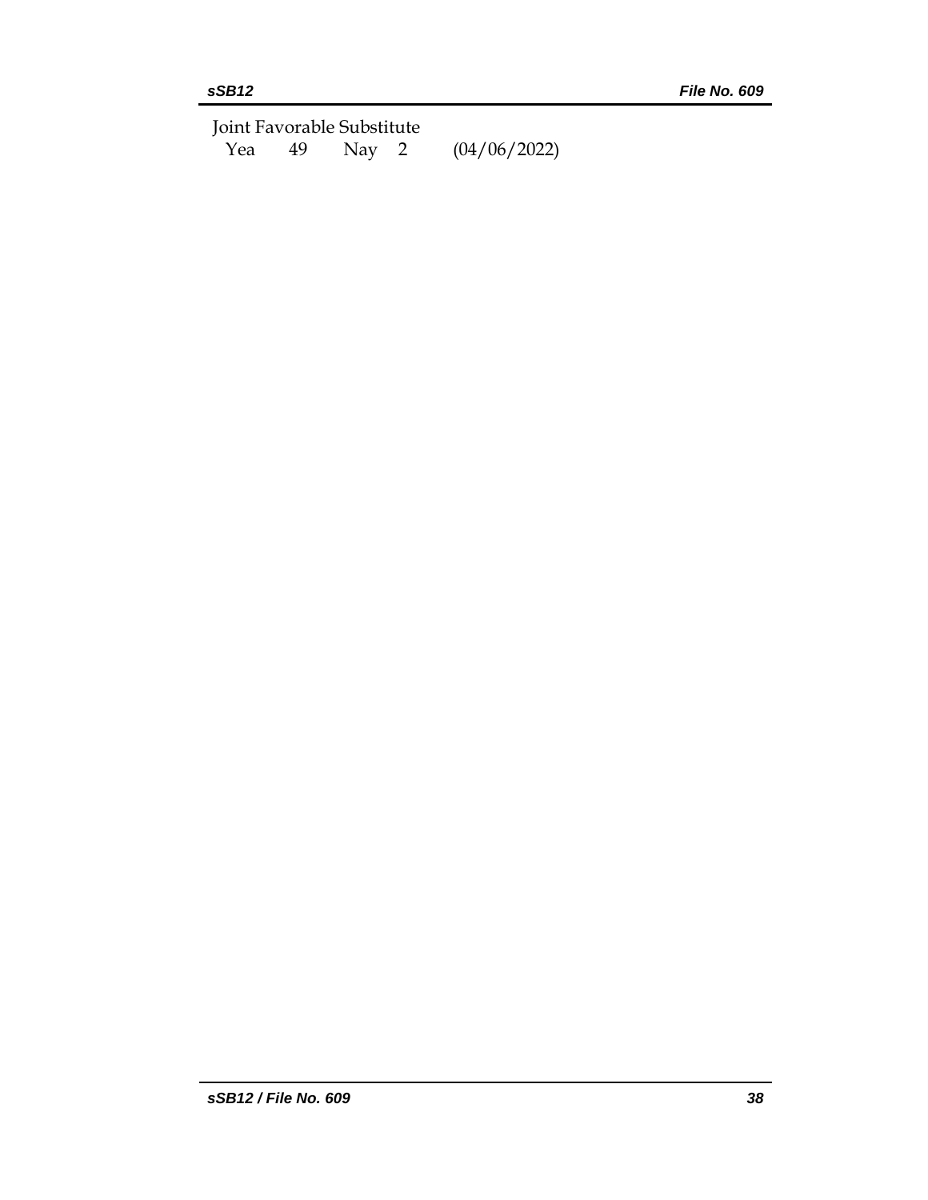Joint Favorable Substitute

| | | | | |
|---|---|---|---|---|
| Yea | 49 | Nay | 2 | (04/06/2022) |